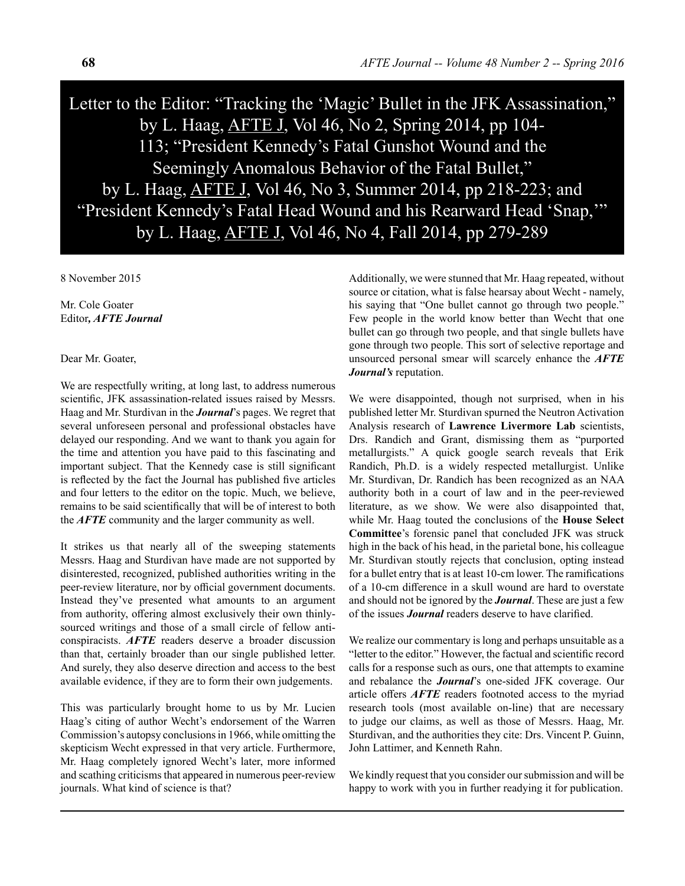# Letter to the Editor: "Tracking the 'Magic' Bullet in the JFK Assassination," by L. Haag, AFTE J, Vol 46, No 2, Spring 2014, pp 104-113; "President Kennedy's Fatal Gunshot Wound and the Seemingly Anomalous Behavior of the Fatal Bullet," by L. Haag, AFTE J, Vol 46, No 3, Summer 2014, pp 218-223; and "President Kennedy's Fatal Head Wound and his Rearward Head 'Snap,'" by L. Haag, AFTE J, Vol 46, No 4, Fall 2014, pp 279-289

8 November 2015

Mr. Cole Goater
Editor, ***AFTE Journal***

Dear Mr. Goater,

We are respectfully writing, at long last, to address numerous scientific, JFK assassination-related issues raised by Messrs. Haag and Mr. Sturdivan in the ***Journal***'s pages. We regret that several unforeseen personal and professional obstacles have delayed our responding. And we want to thank you again for the time and attention you have paid to this fascinating and important subject. That the Kennedy case is still significant is reflected by the fact the Journal has published five articles and four letters to the editor on the topic. Much, we believe, remains to be said scientifically that will be of interest to both the ***AFTE*** community and the larger community as well.

It strikes us that nearly all of the sweeping statements Messrs. Haag and Sturdivan have made are not supported by disinterested, recognized, published authorities writing in the peer-review literature, nor by official government documents. Instead they've presented what amounts to an argument from authority, offering almost exclusively their own thinly-sourced writings and those of a small circle of fellow anti-conspiracists. ***AFTE*** readers deserve a broader discussion than that, certainly broader than our single published letter. And surely, they also deserve direction and access to the best available evidence, if they are to form their own judgements.

This was particularly brought home to us by Mr. Lucien Haag's citing of author Wecht's endorsement of the Warren Commission's autopsy conclusions in 1966, while omitting the skepticism Wecht expressed in that very article. Furthermore, Mr. Haag completely ignored Wecht's later, more informed and scathing criticisms that appeared in numerous peer-review journals. What kind of science is that?

Additionally, we were stunned that Mr. Haag repeated, without source or citation, what is false hearsay about Wecht - namely, his saying that "One bullet cannot go through two people." Few people in the world know better than Wecht that one bullet can go through two people, and that single bullets have gone through two people. This sort of selective reportage and unsourced personal smear will scarcely enhance the ***AFTE Journal's*** reputation.

We were disappointed, though not surprised, when in his published letter Mr. Sturdivan spurned the Neutron Activation Analysis research of **Lawrence Livermore Lab** scientists, Drs. Randich and Grant, dismissing them as "purported metallurgists." A quick google search reveals that Erik Randich, Ph.D. is a widely respected metallurgist. Unlike Mr. Sturdivan, Dr. Randich has been recognized as an NAA authority both in a court of law and in the peer-reviewed literature, as we show. We were also disappointed that, while Mr. Haag touted the conclusions of the **House Select Committee**'s forensic panel that concluded JFK was struck high in the back of his head, in the parietal bone, his colleague Mr. Sturdivan stoutly rejects that conclusion, opting instead for a bullet entry that is at least 10-cm lower. The ramifications of a 10-cm difference in a skull wound are hard to overstate and should not be ignored by the ***Journal***. These are just a few of the issues ***Journal*** readers deserve to have clarified.

We realize our commentary is long and perhaps unsuitable as a "letter to the editor." However, the factual and scientific record calls for a response such as ours, one that attempts to examine and rebalance the ***Journal***'s one-sided JFK coverage. Our article offers ***AFTE*** readers footnoted access to the myriad research tools (most available on-line) that are necessary to judge our claims, as well as those of Messrs. Haag, Mr. Sturdivan, and the authorities they cite: Drs. Vincent P. Guinn, John Lattimer, and Kenneth Rahn.

We kindly request that you consider our submission and will be happy to work with you in further readying it for publication.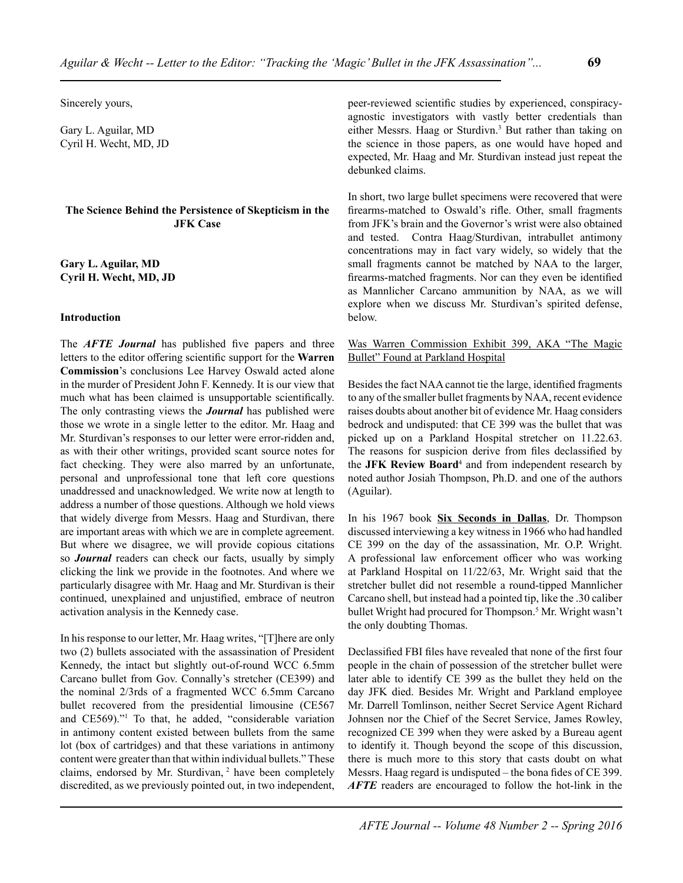Sincerely yours,

Gary L. Aguilar, MD
Cyril H. Wecht, MD, JD

## The Science Behind the Persistence of Skepticism in the JFK Case

**Gary L. Aguilar, MD**
**Cyril H. Wecht, MD, JD**

### Introduction

The ***AFTE Journal*** has published five papers and three letters to the editor offering scientific support for the **Warren Commission**'s conclusions Lee Harvey Oswald acted alone in the murder of President John F. Kennedy. It is our view that much what has been claimed is unsupportable scientifically. The only contrasting views the ***Journal*** has published were those we wrote in a single letter to the editor. Mr. Haag and Mr. Sturdivan's responses to our letter were error-ridden and, as with their other writings, provided scant source notes for fact checking. They were also marred by an unfortunate, personal and unprofessional tone that left core questions unaddressed and unacknowledged. We write now at length to address a number of those questions. Although we hold views that widely diverge from Messrs. Haag and Sturdivan, there are important areas with which we are in complete agreement. But where we disagree, we will provide copious citations so ***Journal*** readers can check our facts, usually by simply clicking the link we provide in the footnotes. And where we particularly disagree with Mr. Haag and Mr. Sturdivan is their continued, unexplained and unjustified, embrace of neutron activation analysis in the Kennedy case.

In his response to our letter, Mr. Haag writes, "[T]here are only two (2) bullets associated with the assassination of President Kennedy, the intact but slightly out-of-round WCC 6.5mm Carcano bullet from Gov. Connally's stretcher (CE399) and the nominal 2/3rds of a fragmented WCC 6.5mm Carcano bullet recovered from the presidential limousine (CE567 and CE569)."[1] To that, he added, "considerable variation in antimony content existed between bullets from the same lot (box of cartridges) and that these variations in antimony content were greater than that within individual bullets." These claims, endorsed by Mr. Sturdivan, [2] have been completely discredited, as we previously pointed out, in two independent, peer-reviewed scientific studies by experienced, conspiracy-agnostic investigators with vastly better credentials than either Messrs. Haag or Sturdivn.[3] But rather than taking on the science in those papers, as one would have hoped and expected, Mr. Haag and Mr. Sturdivan instead just repeat the debunked claims.

In short, two large bullet specimens were recovered that were firearms-matched to Oswald's rifle. Other, small fragments from JFK's brain and the Governor's wrist were also obtained and tested. Contra Haag/Sturdivan, intrabullet antimony concentrations may in fact vary widely, so widely that the small fragments cannot be matched by NAA to the larger, firearms-matched fragments. Nor can they even be identified as Mannlicher Carcano ammunition by NAA, as we will explore when we discuss Mr. Sturdivan's spirited defense, below.

<u>Was Warren Commission Exhibit 399, AKA "The Magic Bullet" Found at Parkland Hospital</u>

Besides the fact NAA cannot tie the large, identified fragments to any of the smaller bullet fragments by NAA, recent evidence raises doubts about another bit of evidence Mr. Haag considers bedrock and undisputed: that CE 399 was the bullet that was picked up on a Parkland Hospital stretcher on 11.22.63. The reasons for suspicion derive from files declassified by the **JFK Review Board**[4] and from independent research by noted author Josiah Thompson, Ph.D. and one of the authors (Aguilar).

In his 1967 book **<u>Six Seconds in Dallas</u>**, Dr. Thompson discussed interviewing a key witness in 1966 who had handled CE 399 on the day of the assassination, Mr. O.P. Wright. A professional law enforcement officer who was working at Parkland Hospital on 11/22/63, Mr. Wright said that the stretcher bullet did not resemble a round-tipped Mannlicher Carcano shell, but instead had a pointed tip, like the .30 caliber bullet Wright had procured for Thompson.[5] Mr. Wright wasn't the only doubting Thomas.

Declassified FBI files have revealed that none of the first four people in the chain of possession of the stretcher bullet were later able to identify CE 399 as the bullet they held on the day JFK died. Besides Mr. Wright and Parkland employee Mr. Darrell Tomlinson, neither Secret Service Agent Richard Johnsen nor the Chief of the Secret Service, James Rowley, recognized CE 399 when they were asked by a Bureau agent to identify it. Though beyond the scope of this discussion, there is much more to this story that casts doubt on what Messrs. Haag regard is undisputed – the bona fides of CE 399. ***AFTE*** readers are encouraged to follow the hot-link in the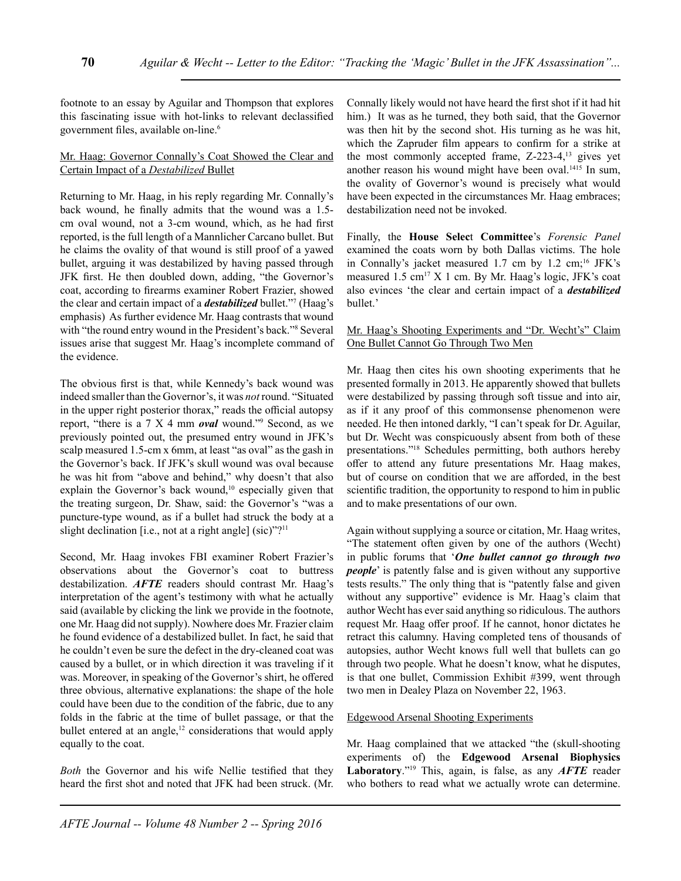footnote to an essay by Aguilar and Thompson that explores this fascinating issue with hot-links to relevant declassified government files, available on-line.[6]

## Mr. Haag: Governor Connally's Coat Showed the Clear and Certain Impact of a *Destabilized* Bullet

Returning to Mr. Haag, in his reply regarding Mr. Connally's back wound, he finally admits that the wound was a 1.5-cm oval wound, not a 3-cm wound, which, as he had first reported, is the full length of a Mannlicher Carcano bullet. But he claims the ovality of that wound is still proof of a yawed bullet, arguing it was destabilized by having passed through JFK first. He then doubled down, adding, "the Governor's coat, according to firearms examiner Robert Frazier, showed the clear and certain impact of a ***destabilized*** bullet."[7] (Haag's emphasis) As further evidence Mr. Haag contrasts that wound with "the round entry wound in the President's back."[8] Several issues arise that suggest Mr. Haag's incomplete command of the evidence.

The obvious first is that, while Kennedy's back wound was indeed smaller than the Governor's, it was *not* round. "Situated in the upper right posterior thorax," reads the official autopsy report, "there is a 7 X 4 mm ***oval*** wound."[9] Second, as we previously pointed out, the presumed entry wound in JFK's scalp measured 1.5-cm x 6mm, at least "as oval" as the gash in the Governor's back. If JFK's skull wound was oval because he was hit from "above and behind," why doesn't that also explain the Governor's back wound,[10] especially given that the treating surgeon, Dr. Shaw, said: the Governor's "was a puncture-type wound, as if a bullet had struck the body at a slight declination [i.e., not at a right angle] (sic)"?[11]

Second, Mr. Haag invokes FBI examiner Robert Frazier's observations about the Governor's coat to buttress destabilization. ***AFTE*** readers should contrast Mr. Haag's interpretation of the agent's testimony with what he actually said (available by clicking the link we provide in the footnote, one Mr. Haag did not supply). Nowhere does Mr. Frazier claim he found evidence of a destabilized bullet. In fact, he said that he couldn't even be sure the defect in the dry-cleaned coat was caused by a bullet, or in which direction it was traveling if it was. Moreover, in speaking of the Governor's shirt, he offered three obvious, alternative explanations: the shape of the hole could have been due to the condition of the fabric, due to any folds in the fabric at the time of bullet passage, or that the bullet entered at an angle,[12] considerations that would apply equally to the coat.

*Both* the Governor and his wife Nellie testified that they heard the first shot and noted that JFK had been struck. (Mr. Connally likely would not have heard the first shot if it had hit him.) It was as he turned, they both said, that the Governor was then hit by the second shot. His turning as he was hit, which the Zapruder film appears to confirm for a strike at the most commonly accepted frame, Z-223-4,[13] gives yet another reason his wound might have been oval.[14,15] In sum, the ovality of Governor's wound is precisely what would have been expected in the circumstances Mr. Haag embraces; destabilization need not be invoked.

Finally, the **House Select Committee**'s *Forensic Panel* examined the coats worn by both Dallas victims. The hole in Connally's jacket measured 1.7 cm by 1.2 cm;[16] JFK's measured 1.5 cm[17] X 1 cm. By Mr. Haag's logic, JFK's coat also evinces 'the clear and certain impact of a ***destabilized*** bullet.'

## Mr. Haag's Shooting Experiments and "Dr. Wecht's" Claim One Bullet Cannot Go Through Two Men

Mr. Haag then cites his own shooting experiments that he presented formally in 2013. He apparently showed that bullets were destabilized by passing through soft tissue and into air, as if it any proof of this commonsense phenomenon were needed. He then intoned darkly, "I can't speak for Dr. Aguilar, but Dr. Wecht was conspicuously absent from both of these presentations."[18] Schedules permitting, both authors hereby offer to attend any future presentations Mr. Haag makes, but of course on condition that we are afforded, in the best scientific tradition, the opportunity to respond to him in public and to make presentations of our own.

Again without supplying a source or citation, Mr. Haag writes, "The statement often given by one of the authors (Wecht) in public forums that '***One bullet cannot go through two people***' is patently false and is given without any supportive tests results." The only thing that is "patently false and given without any supportive" evidence is Mr. Haag's claim that author Wecht has ever said anything so ridiculous. The authors request Mr. Haag offer proof. If he cannot, honor dictates he retract this calumny. Having completed tens of thousands of autopsies, author Wecht knows full well that bullets can go through two people. What he doesn't know, what he disputes, is that one bullet, Commission Exhibit #399, went through two men in Dealey Plaza on November 22, 1963.

## Edgewood Arsenal Shooting Experiments

Mr. Haag complained that we attacked "the (skull-shooting experiments of) the **Edgewood Arsenal Biophysics Laboratory**."[19] This, again, is false, as any ***AFTE*** reader who bothers to read what we actually wrote can determine.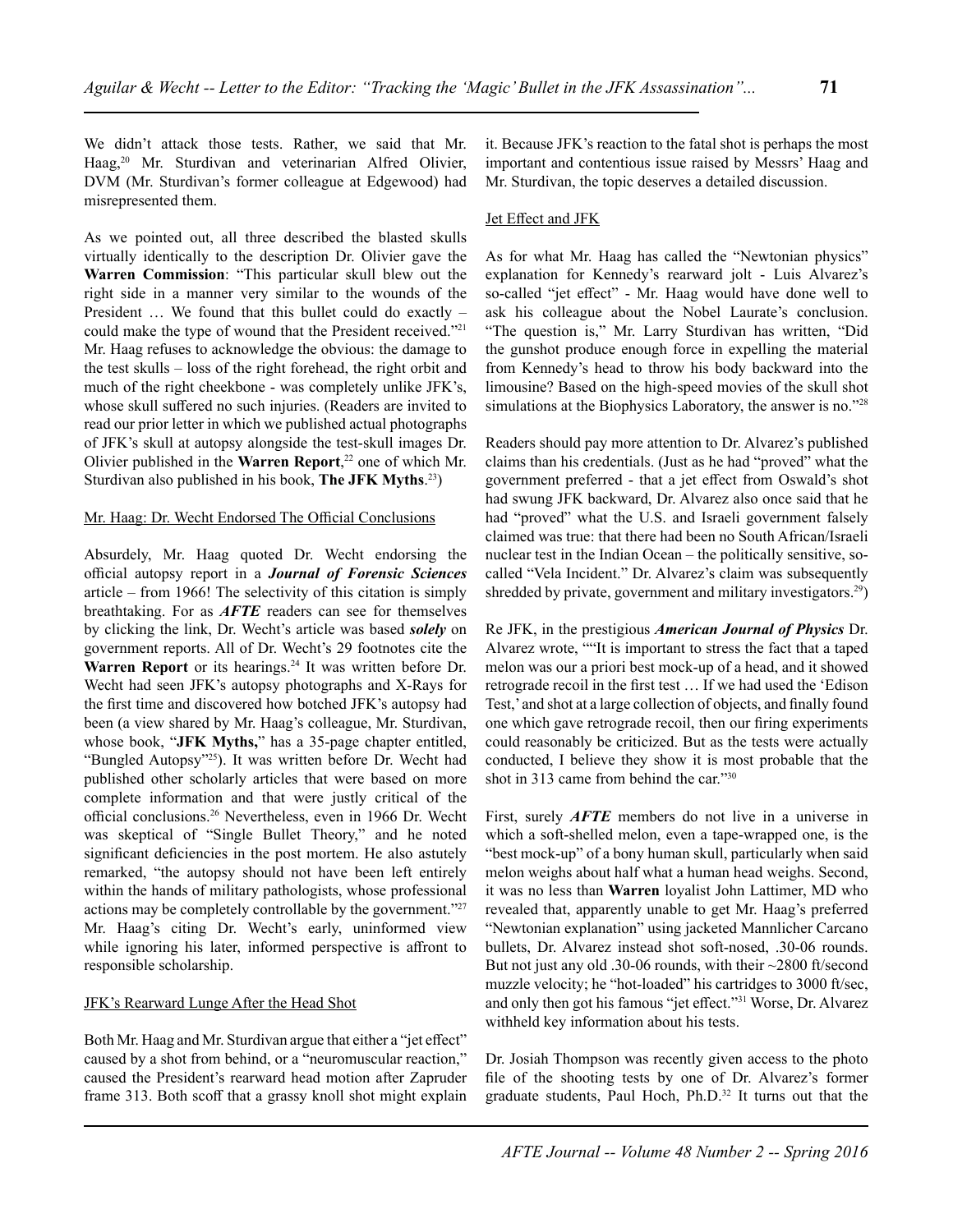We didn't attack those tests. Rather, we said that Mr. Haag,[20] Mr. Sturdivan and veterinarian Alfred Olivier, DVM (Mr. Sturdivan's former colleague at Edgewood) had misrepresented them.

As we pointed out, all three described the blasted skulls virtually identically to the description Dr. Olivier gave the **Warren Commission**: "This particular skull blew out the right side in a manner very similar to the wounds of the President … We found that this bullet could do exactly – could make the type of wound that the President received."[21] Mr. Haag refuses to acknowledge the obvious: the damage to the test skulls – loss of the right forehead, the right orbit and much of the right cheekbone - was completely unlike JFK's, whose skull suffered no such injuries. (Readers are invited to read our prior letter in which we published actual photographs of JFK's skull at autopsy alongside the test-skull images Dr. Olivier published in the **Warren Report**,[22] one of which Mr. Sturdivan also published in his book, **The JFK Myths**.[23])

Mr. Haag: Dr. Wecht Endorsed The Official Conclusions

Absurdely, Mr. Haag quoted Dr. Wecht endorsing the official autopsy report in a ***Journal of Forensic Sciences*** article – from 1966! The selectivity of this citation is simply breathtaking. For as ***AFTE*** readers can see for themselves by clicking the link, Dr. Wecht's article was based ***solely*** on government reports. All of Dr. Wecht's 29 footnotes cite the **Warren Report** or its hearings.[24] It was written before Dr. Wecht had seen JFK's autopsy photographs and X-Rays for the first time and discovered how botched JFK's autopsy had been (a view shared by Mr. Haag's colleague, Mr. Sturdivan, whose book, "**JFK Myths,**" has a 35-page chapter entitled, "Bungled Autopsy"[25]). It was written before Dr. Wecht had published other scholarly articles that were based on more complete information and that were justly critical of the official conclusions.[26] Nevertheless, even in 1966 Dr. Wecht was skeptical of "Single Bullet Theory," and he noted significant deficiencies in the post mortem. He also astutely remarked, "the autopsy should not have been left entirely within the hands of military pathologists, whose professional actions may be completely controllable by the government."[27] Mr. Haag's citing Dr. Wecht's early, uninformed view while ignoring his later, informed perspective is affront to responsible scholarship.

JFK's Rearward Lunge After the Head Shot

Both Mr. Haag and Mr. Sturdivan argue that either a "jet effect" caused by a shot from behind, or a "neuromuscular reaction," caused the President's rearward head motion after Zapruder frame 313. Both scoff that a grassy knoll shot might explain it. Because JFK's reaction to the fatal shot is perhaps the most important and contentious issue raised by Messrs' Haag and Mr. Sturdivan, the topic deserves a detailed discussion.

Jet Effect and JFK

As for what Mr. Haag has called the "Newtonian physics" explanation for Kennedy's rearward jolt - Luis Alvarez's so-called "jet effect" - Mr. Haag would have done well to ask his colleague about the Nobel Laurate's conclusion. "The question is," Mr. Larry Sturdivan has written, "Did the gunshot produce enough force in expelling the material from Kennedy's head to throw his body backward into the limousine? Based on the high-speed movies of the skull shot simulations at the Biophysics Laboratory, the answer is no."[28]

Readers should pay more attention to Dr. Alvarez's published claims than his credentials. (Just as he had "proved" what the government preferred - that a jet effect from Oswald's shot had swung JFK backward, Dr. Alvarez also once said that he had "proved" what the U.S. and Israeli government falsely claimed was true: that there had been no South African/Israeli nuclear test in the Indian Ocean – the politically sensitive, so-called "Vela Incident." Dr. Alvarez's claim was subsequently shredded by private, government and military investigators.[29])

Re JFK, in the prestigious ***American Journal of Physics*** Dr. Alvarez wrote, ""It is important to stress the fact that a taped melon was our a priori best mock-up of a head, and it showed retrograde recoil in the first test … If we had used the 'Edison Test,' and shot at a large collection of objects, and finally found one which gave retrograde recoil, then our firing experiments could reasonably be criticized. But as the tests were actually conducted, I believe they show it is most probable that the shot in 313 came from behind the car."[30]

First, surely ***AFTE*** members do not live in a universe in which a soft-shelled melon, even a tape-wrapped one, is the "best mock-up" of a bony human skull, particularly when said melon weighs about half what a human head weighs. Second, it was no less than **Warren** loyalist John Lattimer, MD who revealed that, apparently unable to get Mr. Haag's preferred "Newtonian explanation" using jacketed Mannlicher Carcano bullets, Dr. Alvarez instead shot soft-nosed, .30-06 rounds. But not just any old .30-06 rounds, with their ~2800 ft/second muzzle velocity; he "hot-loaded" his cartridges to 3000 ft/sec, and only then got his famous "jet effect."[31] Worse, Dr. Alvarez withheld key information about his tests.

Dr. Josiah Thompson was recently given access to the photo file of the shooting tests by one of Dr. Alvarez's former graduate students, Paul Hoch, Ph.D.[32] It turns out that the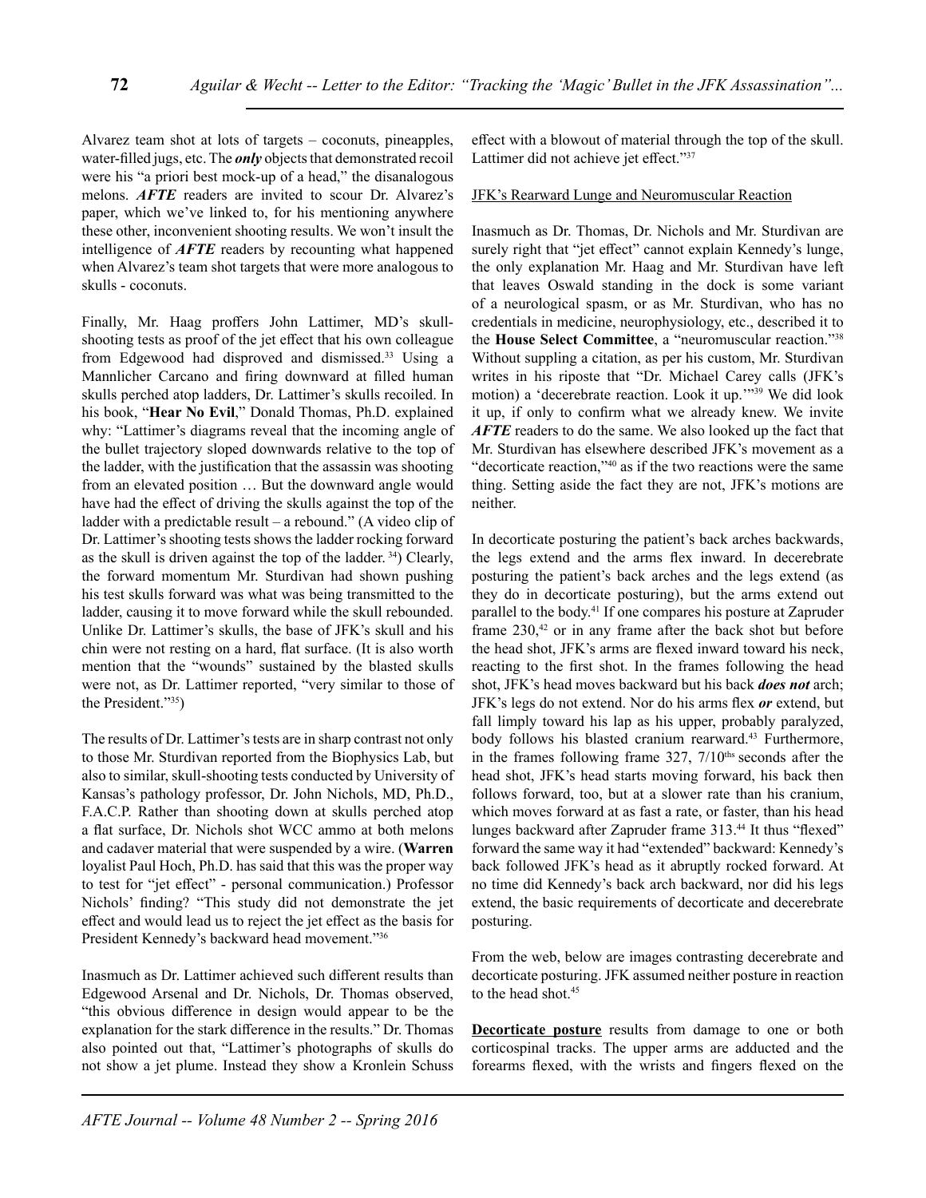Alvarez team shot at lots of targets – coconuts, pineapples, water-filled jugs, etc. The ***only*** objects that demonstrated recoil were his "a priori best mock-up of a head," the disanalogous melons. ***AFTE*** readers are invited to scour Dr. Alvarez's paper, which we've linked to, for his mentioning anywhere these other, inconvenient shooting results. We won't insult the intelligence of ***AFTE*** readers by recounting what happened when Alvarez's team shot targets that were more analogous to skulls - coconuts.

Finally, Mr. Haag proffers John Lattimer, MD's skull-shooting tests as proof of the jet effect that his own colleague from Edgewood had disproved and dismissed.[33] Using a Mannlicher Carcano and firing downward at filled human skulls perched atop ladders, Dr. Lattimer's skulls recoiled. In his book, "**Hear No Evil**," Donald Thomas, Ph.D. explained why: "Lattimer's diagrams reveal that the incoming angle of the bullet trajectory sloped downwards relative to the top of the ladder, with the justification that the assassin was shooting from an elevated position … But the downward angle would have had the effect of driving the skulls against the top of the ladder with a predictable result – a rebound." (A video clip of Dr. Lattimer's shooting tests shows the ladder rocking forward as the skull is driven against the top of the ladder. [34]) Clearly, the forward momentum Mr. Sturdivan had shown pushing his test skulls forward was what was being transmitted to the ladder, causing it to move forward while the skull rebounded. Unlike Dr. Lattimer's skulls, the base of JFK's skull and his chin were not resting on a hard, flat surface. (It is also worth mention that the "wounds" sustained by the blasted skulls were not, as Dr. Lattimer reported, "very similar to those of the President."[35])

The results of Dr. Lattimer's tests are in sharp contrast not only to those Mr. Sturdivan reported from the Biophysics Lab, but also to similar, skull-shooting tests conducted by University of Kansas's pathology professor, Dr. John Nichols, MD, Ph.D., F.A.C.P. Rather than shooting down at skulls perched atop a flat surface, Dr. Nichols shot WCC ammo at both melons and cadaver material that were suspended by a wire. (**Warren** loyalist Paul Hoch, Ph.D. has said that this was the proper way to test for "jet effect" - personal communication.) Professor Nichols' finding? "This study did not demonstrate the jet effect and would lead us to reject the jet effect as the basis for President Kennedy's backward head movement."[36]

Inasmuch as Dr. Lattimer achieved such different results than Edgewood Arsenal and Dr. Nichols, Dr. Thomas observed, "this obvious difference in design would appear to be the explanation for the stark difference in the results." Dr. Thomas also pointed out that, "Lattimer's photographs of skulls do not show a jet plume. Instead they show a Kronlein Schuss effect with a blowout of material through the top of the skull. Lattimer did not achieve jet effect."[37]

JFK's Rearward Lunge and Neuromuscular Reaction

Inasmuch as Dr. Thomas, Dr. Nichols and Mr. Sturdivan are surely right that "jet effect" cannot explain Kennedy's lunge, the only explanation Mr. Haag and Mr. Sturdivan have left that leaves Oswald standing in the dock is some variant of a neurological spasm, or as Mr. Sturdivan, who has no credentials in medicine, neurophysiology, etc., described it to the **House Select Committee**, a "neuromuscular reaction."[38] Without suppling a citation, as per his custom, Mr. Sturdivan writes in his riposte that "Dr. Michael Carey calls (JFK's motion) a 'decerebrate reaction. Look it up.'"[39] We did look it up, if only to confirm what we already knew. We invite ***AFTE*** readers to do the same. We also looked up the fact that Mr. Sturdivan has elsewhere described JFK's movement as a "decorticate reaction,"[40] as if the two reactions were the same thing. Setting aside the fact they are not, JFK's motions are neither.

In decorticate posturing the patient's back arches backwards, the legs extend and the arms flex inward. In decerebrate posturing the patient's back arches and the legs extend (as they do in decorticate posturing), but the arms extend out parallel to the body.[41] If one compares his posture at Zapruder frame 230,[42] or in any frame after the back shot but before the head shot, JFK's arms are flexed inward toward his neck, reacting to the first shot. In the frames following the head shot, JFK's head moves backward but his back ***does not*** arch; JFK's legs do not extend. Nor do his arms flex ***or*** extend, but fall limply toward his lap as his upper, probably paralyzed, body follows his blasted cranium rearward.[43] Furthermore, in the frames following frame 327, 7/10ths seconds after the head shot, JFK's head starts moving forward, his back then follows forward, too, but at a slower rate than his cranium, which moves forward at as fast a rate, or faster, than his head lunges backward after Zapruder frame 313.[44] It thus "flexed" forward the same way it had "extended" backward: Kennedy's back followed JFK's head as it abruptly rocked forward. At no time did Kennedy's back arch backward, nor did his legs extend, the basic requirements of decorticate and decerebrate posturing.

From the web, below are images contrasting decerebrate and decorticate posturing. JFK assumed neither posture in reaction to the head shot.[45]

**Decorticate posture** results from damage to one or both corticospinal tracks. The upper arms are adducted and the forearms flexed, with the wrists and fingers flexed on the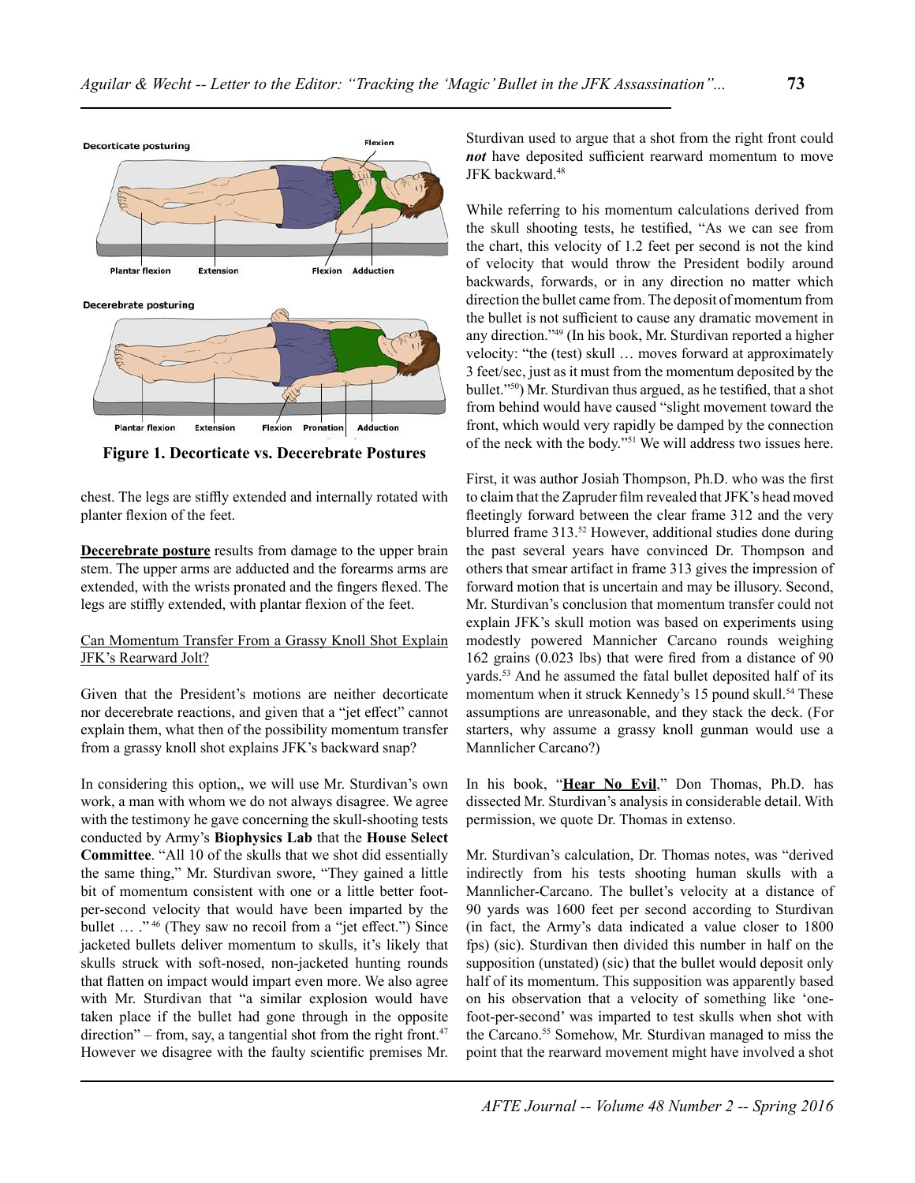Decorticate posturing

Flexion

Plantar flexion  Extension  Flexion  Adduction

Decerebrate posturing

Plantar flexion  Extension  Flexion  Pronation  Adduction

**Figure 1. Decorticate vs. Decerebrate Postures**

chest. The legs are stiffly extended and internally rotated with planter flexion of the feet.

**Decerebrate posture** results from damage to the upper brain stem. The upper arms are adducted and the forearms arms are extended, with the wrists pronated and the fingers flexed. The legs are stiffly extended, with plantar flexion of the feet.

Can Momentum Transfer From a Grassy Knoll Shot Explain JFK's Rearward Jolt?

Given that the President's motions are neither decorticate nor decerebrate reactions, and given that a "jet effect" cannot explain them, what then of the possibility momentum transfer from a grassy knoll shot explains JFK's backward snap?

In considering this option,, we will use Mr. Sturdivan's own work, a man with whom we do not always disagree. We agree with the testimony he gave concerning the skull-shooting tests conducted by Army's **Biophysics Lab** that the **House Select Committee**. "All 10 of the skulls that we shot did essentially the same thing," Mr. Sturdivan swore, "They gained a little bit of momentum consistent with one or a little better foot-per-second velocity that would have been imparted by the bullet … ."[46] (They saw no recoil from a "jet effect.") Since jacketed bullets deliver momentum to skulls, it's likely that skulls struck with soft-nosed, non-jacketed hunting rounds that flatten on impact would impart even more. We also agree with Mr. Sturdivan that "a similar explosion would have taken place if the bullet had gone through in the opposite direction" – from, say, a tangential shot from the right front.[47] However we disagree with the faulty scientific premises Mr. Sturdivan used to argue that a shot from the right front could ***not*** have deposited sufficient rearward momentum to move JFK backward.[48]

While referring to his momentum calculations derived from the skull shooting tests, he testified, "As we can see from the chart, this velocity of 1.2 feet per second is not the kind of velocity that would throw the President bodily around backwards, forwards, or in any direction no matter which direction the bullet came from. The deposit of momentum from the bullet is not sufficient to cause any dramatic movement in any direction."[49] (In his book, Mr. Sturdivan reported a higher velocity: "the (test) skull … moves forward at approximately 3 feet/sec, just as it must from the momentum deposited by the bullet."[50]) Mr. Sturdivan thus argued, as he testified, that a shot from behind would have caused "slight movement toward the front, which would very rapidly be damped by the connection of the neck with the body."[51] We will address two issues here.

First, it was author Josiah Thompson, Ph.D. who was the first to claim that the Zapruder film revealed that JFK's head moved fleetingly forward between the clear frame 312 and the very blurred frame 313.[52] However, additional studies done during the past several years have convinced Dr. Thompson and others that smear artifact in frame 313 gives the impression of forward motion that is uncertain and may be illusory. Second, Mr. Sturdivan's conclusion that momentum transfer could not explain JFK's skull motion was based on experiments using modestly powered Mannicher Carcano rounds weighing 162 grains (0.023 lbs) that were fired from a distance of 90 yards.[53] And he assumed the fatal bullet deposited half of its momentum when it struck Kennedy's 15 pound skull.[54] These assumptions are unreasonable, and they stack the deck. (For starters, why assume a grassy knoll gunman would use a Mannlicher Carcano?)

In his book, "**Hear No Evil**," Don Thomas, Ph.D. has dissected Mr. Sturdivan's analysis in considerable detail. With permission, we quote Dr. Thomas in extenso.

Mr. Sturdivan's calculation, Dr. Thomas notes, was "derived indirectly from his tests shooting human skulls with a Mannlicher-Carcano. The bullet's velocity at a distance of 90 yards was 1600 feet per second according to Sturdivan (in fact, the Army's data indicated a value closer to 1800 fps) (sic). Sturdivan then divided this number in half on the supposition (unstated) (sic) that the bullet would deposit only half of its momentum. This supposition was apparently based on his observation that a velocity of something like 'one-foot-per-second' was imparted to test skulls when shot with the Carcano.[55] Somehow, Mr. Sturdivan managed to miss the point that the rearward movement might have involved a shot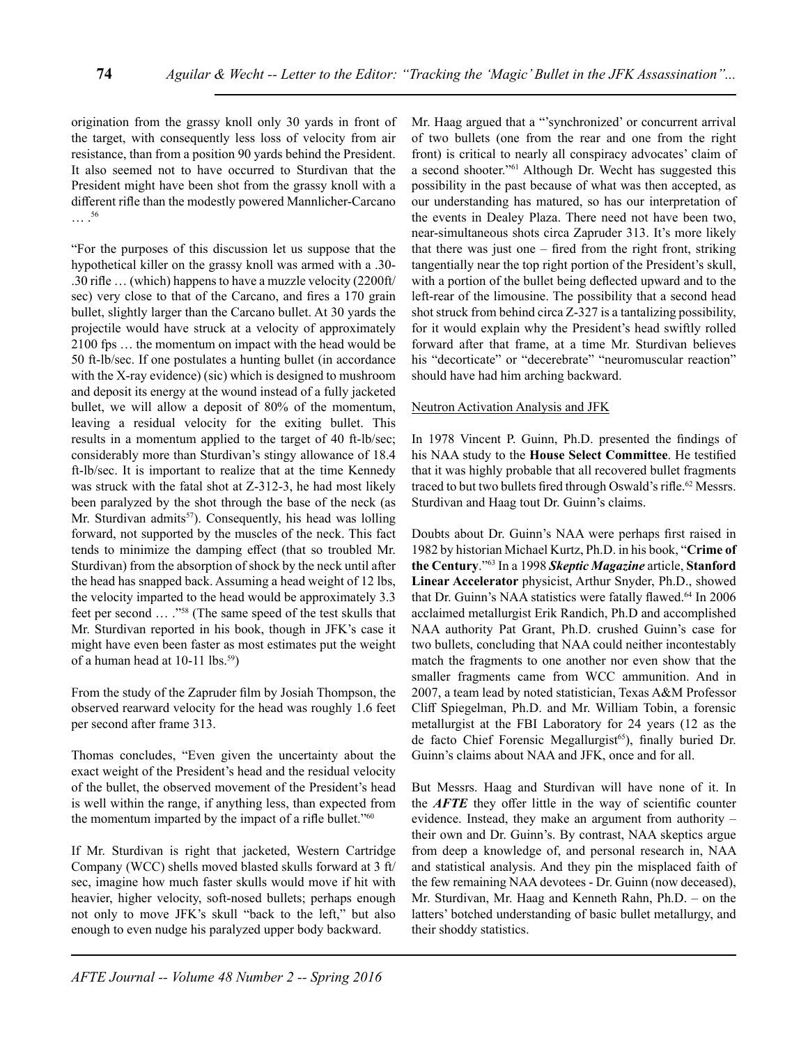origination from the grassy knoll only 30 yards in front of the target, with consequently less loss of velocity from air resistance, than from a position 90 yards behind the President. It also seemed not to have occurred to Sturdivan that the President might have been shot from the grassy knoll with a different rifle than the modestly powered Mannlicher-Carcano … .[56]

"For the purposes of this discussion let us suppose that the hypothetical killer on the grassy knoll was armed with a .30-.30 rifle … (which) happens to have a muzzle velocity (2200ft/sec) very close to that of the Carcano, and fires a 170 grain bullet, slightly larger than the Carcano bullet. At 30 yards the projectile would have struck at a velocity of approximately 2100 fps … the momentum on impact with the head would be 50 ft-lb/sec. If one postulates a hunting bullet (in accordance with the X-ray evidence) (sic) which is designed to mushroom and deposit its energy at the wound instead of a fully jacketed bullet, we will allow a deposit of 80% of the momentum, leaving a residual velocity for the exiting bullet. This results in a momentum applied to the target of 40 ft-lb/sec; considerably more than Sturdivan's stingy allowance of 18.4 ft-lb/sec. It is important to realize that at the time Kennedy was struck with the fatal shot at Z-312-3, he had most likely been paralyzed by the shot through the base of the neck (as Mr. Sturdivan admits[57]). Consequently, his head was lolling forward, not supported by the muscles of the neck. This fact tends to minimize the damping effect (that so troubled Mr. Sturdivan) from the absorption of shock by the neck until after the head has snapped back. Assuming a head weight of 12 lbs, the velocity imparted to the head would be approximately 3.3 feet per second … ."[58] (The same speed of the test skulls that Mr. Sturdivan reported in his book, though in JFK's case it might have even been faster as most estimates put the weight of a human head at 10-11 lbs.[59])

From the study of the Zapruder film by Josiah Thompson, the observed rearward velocity for the head was roughly 1.6 feet per second after frame 313.

Thomas concludes, "Even given the uncertainty about the exact weight of the President's head and the residual velocity of the bullet, the observed movement of the President's head is well within the range, if anything less, than expected from the momentum imparted by the impact of a rifle bullet."[60]

If Mr. Sturdivan is right that jacketed, Western Cartridge Company (WCC) shells moved blasted skulls forward at 3 ft/sec, imagine how much faster skulls would move if hit with heavier, higher velocity, soft-nosed bullets; perhaps enough not only to move JFK's skull "back to the left," but also enough to even nudge his paralyzed upper body backward.

Mr. Haag argued that a "'synchronized' or concurrent arrival of two bullets (one from the rear and one from the right front) is critical to nearly all conspiracy advocates' claim of a second shooter."[61] Although Dr. Wecht has suggested this possibility in the past because of what was then accepted, as our understanding has matured, so has our interpretation of the events in Dealey Plaza. There need not have been two, near-simultaneous shots circa Zapruder 313. It's more likely that there was just one – fired from the right front, striking tangentially near the top right portion of the President's skull, with a portion of the bullet being deflected upward and to the left-rear of the limousine. The possibility that a second head shot struck from behind circa Z-327 is a tantalizing possibility, for it would explain why the President's head swiftly rolled forward after that frame, at a time Mr. Sturdivan believes his "decorticate" or "decerebrate" "neuromuscular reaction" should have had him arching backward.

Neutron Activation Analysis and JFK

In 1978 Vincent P. Guinn, Ph.D. presented the findings of his NAA study to the **House Select Committee**. He testified that it was highly probable that all recovered bullet fragments traced to but two bullets fired through Oswald's rifle.[62] Messrs. Sturdivan and Haag tout Dr. Guinn's claims.

Doubts about Dr. Guinn's NAA were perhaps first raised in 1982 by historian Michael Kurtz, Ph.D. in his book, "**Crime of the Century**."[63] In a 1998 ***Skeptic Magazine*** article, **Stanford Linear Accelerator** physicist, Arthur Snyder, Ph.D., showed that Dr. Guinn's NAA statistics were fatally flawed.[64] In 2006 acclaimed metallurgist Erik Randich, Ph.D and accomplished NAA authority Pat Grant, Ph.D. crushed Guinn's case for two bullets, concluding that NAA could neither incontestably match the fragments to one another nor even show that the smaller fragments came from WCC ammunition. And in 2007, a team lead by noted statistician, Texas A&M Professor Cliff Spiegelman, Ph.D. and Mr. William Tobin, a forensic metallurgist at the FBI Laboratory for 24 years (12 as the de facto Chief Forensic Megallurgist[65]), finally buried Dr. Guinn's claims about NAA and JFK, once and for all.

But Messrs. Haag and Sturdivan will have none of it. In the ***AFTE*** they offer little in the way of scientific counter evidence. Instead, they make an argument from authority – their own and Dr. Guinn's. By contrast, NAA skeptics argue from deep a knowledge of, and personal research in, NAA and statistical analysis. And they pin the misplaced faith of the few remaining NAA devotees - Dr. Guinn (now deceased), Mr. Sturdivan, Mr. Haag and Kenneth Rahn, Ph.D. – on the latters' botched understanding of basic bullet metallurgy, and their shoddy statistics.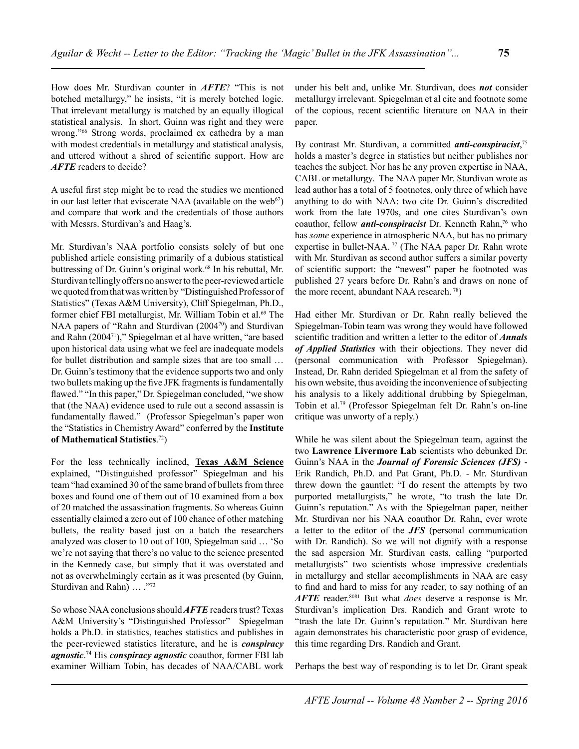How does Mr. Sturdivan counter in ***AFTE***? "This is not botched metallurgy," he insists, "it is merely botched logic. That irrelevant metallurgy is matched by an equally illogical statistical analysis. In short, Guinn was right and they were wrong."[66] Strong words, proclaimed ex cathedra by a man with modest credentials in metallurgy and statistical analysis, and uttered without a shred of scientific support. How are ***AFTE*** readers to decide?

A useful first step might be to read the studies we mentioned in our last letter that eviscerate NAA (available on the web[67]) and compare that work and the credentials of those authors with Messrs. Sturdivan's and Haag's.

Mr. Sturdivan's NAA portfolio consists solely of but one published article consisting primarily of a dubious statistical buttressing of Dr. Guinn's original work.[68] In his rebuttal, Mr. Sturdivan tellingly offers no answer to the peer-reviewed article we quoted from that was written by "Distinguished Professor of Statistics" (Texas A&M University), Cliff Spiegelman, Ph.D., former chief FBI metallurgist, Mr. William Tobin et al.[69] The NAA papers of "Rahn and Sturdivan (2004[70]) and Sturdivan and Rahn (2004[71])," Spiegelman et al have written, "are based upon historical data using what we feel are inadequate models for bullet distribution and sample sizes that are too small … Dr. Guinn's testimony that the evidence supports two and only two bullets making up the five JFK fragments is fundamentally flawed." "In this paper," Dr. Spiegelman concluded, "we show that (the NAA) evidence used to rule out a second assassin is fundamentally flawed." (Professor Spiegelman's paper won the "Statistics in Chemistry Award" conferred by the **Institute of Mathematical Statistics**.[72])

For the less technically inclined, **Texas A&M Science** explained, "Distinguished professor" Spiegelman and his team "had examined 30 of the same brand of bullets from three boxes and found one of them out of 10 examined from a box of 20 matched the assassination fragments. So whereas Guinn essentially claimed a zero out of 100 chance of other matching bullets, the reality based just on a batch the researchers analyzed was closer to 10 out of 100, Spiegelman said … 'So we're not saying that there's no value to the science presented in the Kennedy case, but simply that it was overstated and not as overwhelmingly certain as it was presented (by Guinn, Sturdivan and Rahn) … ."[73]

So whose NAA conclusions should ***AFTE*** readers trust? Texas A&M University's "Distinguished Professor" Spiegelman holds a Ph.D. in statistics, teaches statistics and publishes in the peer-reviewed statistics literature, and he is ***conspiracy agnostic***.[74] His ***conspiracy agnostic*** coauthor, former FBI lab examiner William Tobin, has decades of NAA/CABL work under his belt and, unlike Mr. Sturdivan, does ***not*** consider metallurgy irrelevant. Spiegelman et al cite and footnote some of the copious, recent scientific literature on NAA in their paper.

By contrast Mr. Sturdivan, a committed ***anti-conspiracist***,[75] holds a master's degree in statistics but neither publishes nor teaches the subject. Nor has he any proven expertise in NAA, CABL or metallurgy. The NAA paper Mr. Sturdivan wrote as lead author has a total of 5 footnotes, only three of which have anything to do with NAA: two cite Dr. Guinn's discredited work from the late 1970s, and one cites Sturdivan's own coauthor, fellow ***anti-conspiracist*** Dr. Kenneth Rahn,[76] who has *some* experience in atmospheric NAA, but has no primary expertise in bullet-NAA.[77] (The NAA paper Dr. Rahn wrote with Mr. Sturdivan as second author suffers a similar poverty of scientific support: the "newest" paper he footnoted was published 27 years before Dr. Rahn's and draws on none of the more recent, abundant NAA research.[78])

Had either Mr. Sturdivan or Dr. Rahn really believed the Spiegelman-Tobin team was wrong they would have followed scientific tradition and written a letter to the editor of ***Annals of Applied Statistics*** with their objections. They never did (personal communication with Professor Spiegelman). Instead, Dr. Rahn derided Spiegelman et al from the safety of his own website, thus avoiding the inconvenience of subjecting his analysis to a likely additional drubbing by Spiegelman, Tobin et al.[79] (Professor Spiegelman felt Dr. Rahn's on-line critique was unworty of a reply.)

While he was silent about the Spiegelman team, against the two **Lawrence Livermore Lab** scientists who debunked Dr. Guinn's NAA in the ***Journal of Forensic Sciences (JFS)*** - Erik Randich, Ph.D. and Pat Grant, Ph.D. - Mr. Sturdivan threw down the gauntlet: "I do resent the attempts by two purported metallurgists," he wrote, "to trash the late Dr. Guinn's reputation." As with the Spiegelman paper, neither Mr. Sturdivan nor his NAA coauthor Dr. Rahn, ever wrote a letter to the editor of the ***JFS*** (personal communication with Dr. Randich). So we will not dignify with a response the sad aspersion Mr. Sturdivan casts, calling "purported metallurgists" two scientists whose impressive credentials in metallurgy and stellar accomplishments in NAA are easy to find and hard to miss for any reader, to say nothing of an ***AFTE*** reader.[80,81] But what *does* deserve a response is Mr. Sturdivan's implication Drs. Randich and Grant wrote to "trash the late Dr. Guinn's reputation." Mr. Sturdivan here again demonstrates his characteristic poor grasp of evidence, this time regarding Drs. Randich and Grant.

Perhaps the best way of responding is to let Dr. Grant speak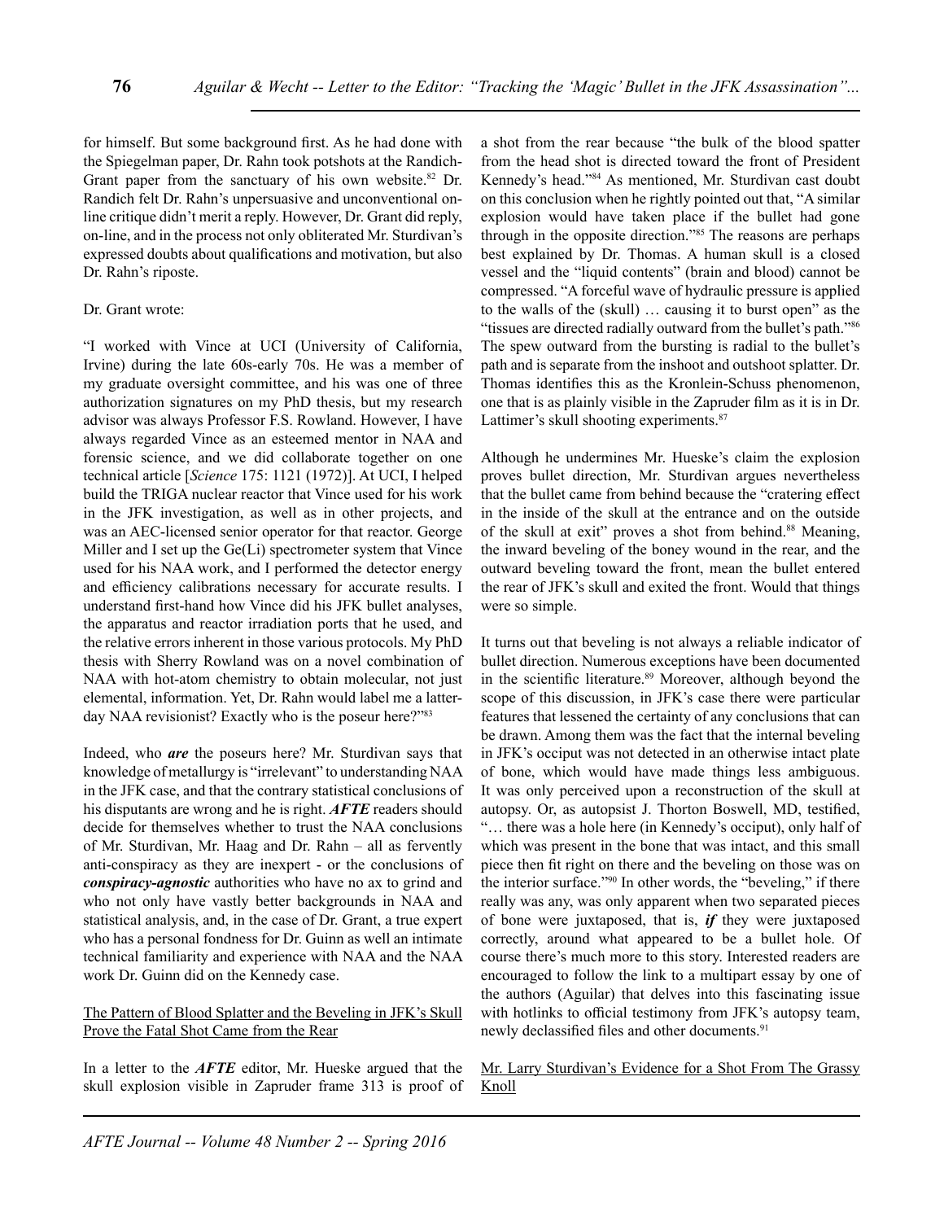for himself. But some background first. As he had done with the Spiegelman paper, Dr. Rahn took potshots at the Randich-Grant paper from the sanctuary of his own website.[82] Dr. Randich felt Dr. Rahn's unpersuasive and unconventional on-line critique didn't merit a reply. However, Dr. Grant did reply, on-line, and in the process not only obliterated Mr. Sturdivan's expressed doubts about qualifications and motivation, but also Dr. Rahn's riposte.

Dr. Grant wrote:

"I worked with Vince at UCI (University of California, Irvine) during the late 60s-early 70s. He was a member of my graduate oversight committee, and his was one of three authorization signatures on my PhD thesis, but my research advisor was always Professor F.S. Rowland. However, I have always regarded Vince as an esteemed mentor in NAA and forensic science, and we did collaborate together on one technical article [*Science* 175: 1121 (1972)]. At UCI, I helped build the TRIGA nuclear reactor that Vince used for his work in the JFK investigation, as well as in other projects, and was an AEC-licensed senior operator for that reactor. George Miller and I set up the Ge(Li) spectrometer system that Vince used for his NAA work, and I performed the detector energy and efficiency calibrations necessary for accurate results. I understand first-hand how Vince did his JFK bullet analyses, the apparatus and reactor irradiation ports that he used, and the relative errors inherent in those various protocols. My PhD thesis with Sherry Rowland was on a novel combination of NAA with hot-atom chemistry to obtain molecular, not just elemental, information. Yet, Dr. Rahn would label me a latter-day NAA revisionist? Exactly who is the poseur here?"[83]

Indeed, who ***are*** the poseurs here? Mr. Sturdivan says that knowledge of metallurgy is "irrelevant" to understanding NAA in the JFK case, and that the contrary statistical conclusions of his disputants are wrong and he is right. ***AFTE*** readers should decide for themselves whether to trust the NAA conclusions of Mr. Sturdivan, Mr. Haag and Dr. Rahn – all as fervently anti-conspiracy as they are inexpert - or the conclusions of ***conspiracy-agnostic*** authorities who have no ax to grind and who not only have vastly better backgrounds in NAA and statistical analysis, and, in the case of Dr. Grant, a true expert who has a personal fondness for Dr. Guinn as well an intimate technical familiarity and experience with NAA and the NAA work Dr. Guinn did on the Kennedy case.

## The Pattern of Blood Splatter and the Beveling in JFK's Skull Prove the Fatal Shot Came from the Rear

In a letter to the ***AFTE*** editor, Mr. Hueske argued that the skull explosion visible in Zapruder frame 313 is proof of a shot from the rear because "the bulk of the blood spatter from the head shot is directed toward the front of President Kennedy's head."[84] As mentioned, Mr. Sturdivan cast doubt on this conclusion when he rightly pointed out that, "A similar explosion would have taken place if the bullet had gone through in the opposite direction."[85] The reasons are perhaps best explained by Dr. Thomas. A human skull is a closed vessel and the "liquid contents" (brain and blood) cannot be compressed. "A forceful wave of hydraulic pressure is applied to the walls of the (skull) … causing it to burst open" as the "tissues are directed radially outward from the bullet's path."[86] The spew outward from the bursting is radial to the bullet's path and is separate from the inshoot and outshoot splatter. Dr. Thomas identifies this as the Kronlein-Schuss phenomenon, one that is as plainly visible in the Zapruder film as it is in Dr. Lattimer's skull shooting experiments.[87]

Although he undermines Mr. Hueske's claim the explosion proves bullet direction, Mr. Sturdivan argues nevertheless that the bullet came from behind because the "cratering effect in the inside of the skull at the entrance and on the outside of the skull at exit" proves a shot from behind.[88] Meaning, the inward beveling of the boney wound in the rear, and the outward beveling toward the front, mean the bullet entered the rear of JFK's skull and exited the front. Would that things were so simple.

It turns out that beveling is not always a reliable indicator of bullet direction. Numerous exceptions have been documented in the scientific literature.[89] Moreover, although beyond the scope of this discussion, in JFK's case there were particular features that lessened the certainty of any conclusions that can be drawn. Among them was the fact that the internal beveling in JFK's occiput was not detected in an otherwise intact plate of bone, which would have made things less ambiguous. It was only perceived upon a reconstruction of the skull at autopsy. Or, as autopsist J. Thorton Boswell, MD, testified, "… there was a hole here (in Kennedy's occiput), only half of which was present in the bone that was intact, and this small piece then fit right on there and the beveling on those was on the interior surface."[90] In other words, the "beveling," if there really was any, was only apparent when two separated pieces of bone were juxtaposed, that is, ***if*** they were juxtaposed correctly, around what appeared to be a bullet hole. Of course there's much more to this story. Interested readers are encouraged to follow the link to a multipart essay by one of the authors (Aguilar) that delves into this fascinating issue with hotlinks to official testimony from JFK's autopsy team, newly declassified files and other documents.[91]

## Mr. Larry Sturdivan's Evidence for a Shot From The Grassy Knoll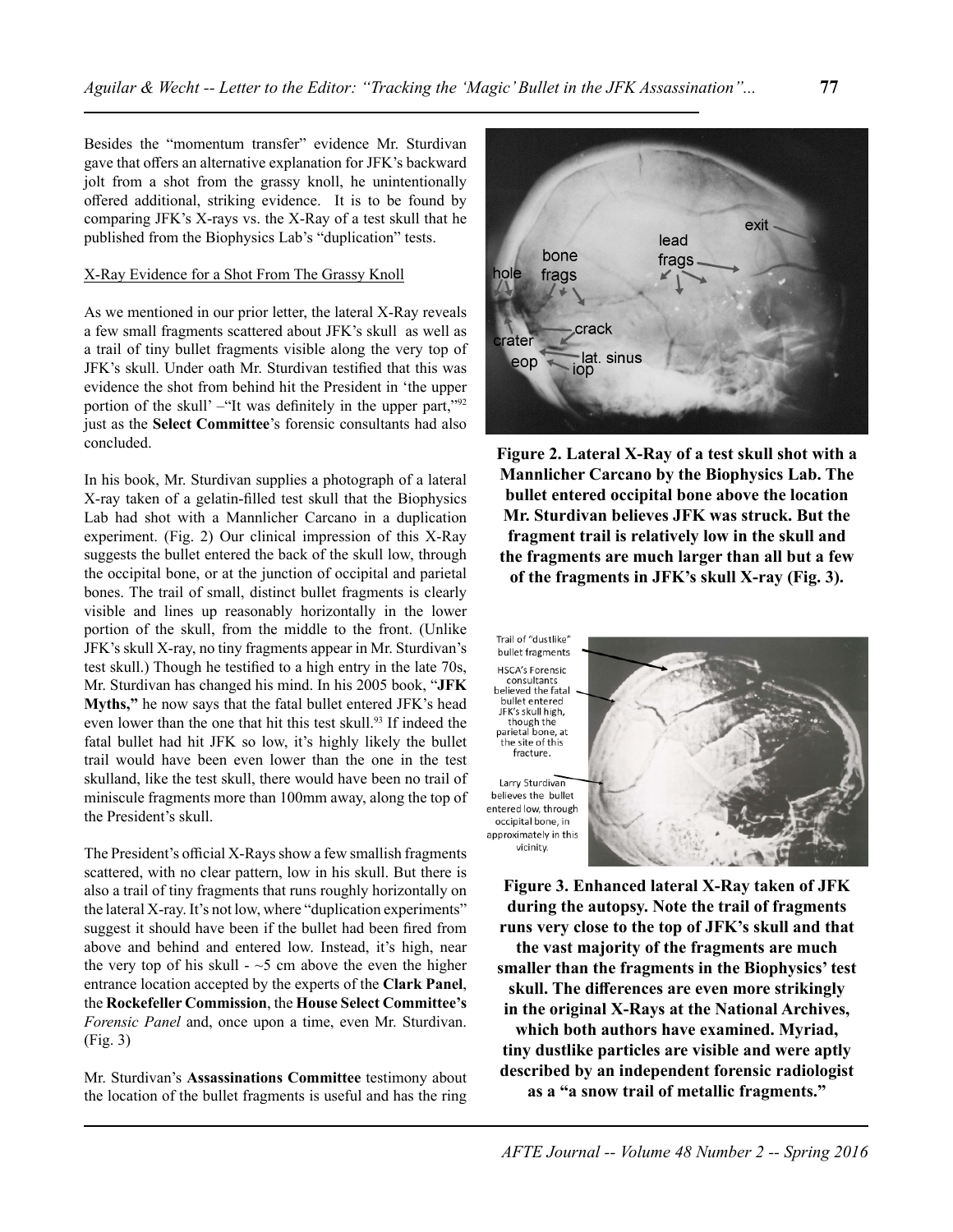Besides the "momentum transfer" evidence Mr. Sturdivan gave that offers an alternative explanation for JFK's backward jolt from a shot from the grassy knoll, he unintentionally offered additional, striking evidence. It is to be found by comparing JFK's X-rays vs. the X-Ray of a test skull that he published from the Biophysics Lab's "duplication" tests.

X-Ray Evidence for a Shot From The Grassy Knoll

As we mentioned in our prior letter, the lateral X-Ray reveals a few small fragments scattered about JFK's skull as well as a trail of tiny bullet fragments visible along the very top of JFK's skull. Under oath Mr. Sturdivan testified that this was evidence the shot from behind hit the President in 'the upper portion of the skull' –"It was definitely in the upper part,"[92] just as the **Select Committee**'s forensic consultants had also concluded.

In his book, Mr. Sturdivan supplies a photograph of a lateral X-ray taken of a gelatin-filled test skull that the Biophysics Lab had shot with a Mannlicher Carcano in a duplication experiment. (Fig. 2) Our clinical impression of this X-Ray suggests the bullet entered the back of the skull low, through the occipital bone, or at the junction of occipital and parietal bones. The trail of small, distinct bullet fragments is clearly visible and lines up reasonably horizontally in the lower portion of the skull, from the middle to the front. (Unlike JFK's skull X-ray, no tiny fragments appear in Mr. Sturdivan's test skull.) Though he testified to a high entry in the late 70s, Mr. Sturdivan has changed his mind. In his 2005 book, "**JFK Myths,**" he now says that the fatal bullet entered JFK's head even lower than the one that hit this test skull.[93] If indeed the fatal bullet had hit JFK so low, it's highly likely the bullet trail would have been even lower than the one in the test skulland, like the test skull, there would have been no trail of miniscule fragments more than 100mm away, along the top of the President's skull.

The President's official X-Rays show a few smallish fragments scattered, with no clear pattern, low in his skull. But there is also a trail of tiny fragments that runs roughly horizontally on the lateral X-Ray. It's not low, where "duplication experiments" suggest it should have been if the bullet had been fired from above and behind and entered low. Instead, it's high, near the very top of his skull - ~5 cm above the even the higher entrance location accepted by the experts of the **Clark Panel**, the **Rockefeller Commission**, the **House Select Committee's** *Forensic Panel* and, once upon a time, even Mr. Sturdivan. (Fig. 3)

Mr. Sturdivan's **Assassinations Committee** testimony about the location of the bullet fragments is useful and has the ring

**Figure 2. Lateral X-Ray of a test skull shot with a Mannlicher Carcano by the Biophysics Lab. The bullet entered occipital bone above the location Mr. Sturdivan believes JFK was struck. But the fragment trail is relatively low in the skull and the fragments are much larger than all but a few of the fragments in JFK's skull X-ray (Fig. 3).**

**Figure 3. Enhanced lateral X-Ray taken of JFK during the autopsy. Note the trail of fragments runs very close to the top of JFK's skull and that the vast majority of the fragments are much smaller than the fragments in the Biophysics' test skull. The differences are even more strikingly in the original X-Rays at the National Archives, which both authors have examined. Myriad, tiny dustlike particles are visible and were aptly described by an independent forensic radiologist as a "a snow trail of metallic fragments."**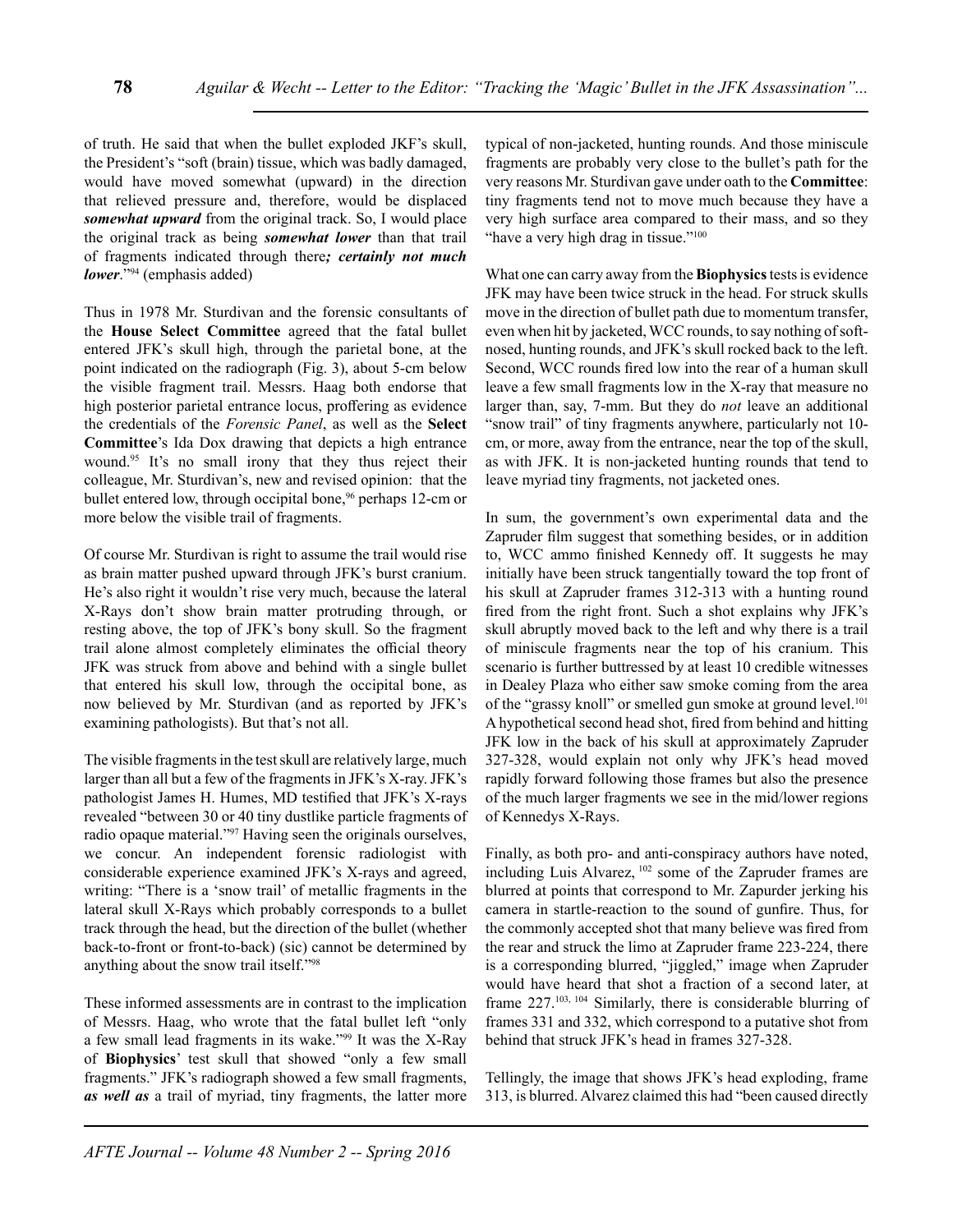of truth. He said that when the bullet exploded JKF's skull, the President's "soft (brain) tissue, which was badly damaged, would have moved somewhat (upward) in the direction that relieved pressure and, therefore, would be displaced ***somewhat upward*** from the original track. So, I would place the original track as being ***somewhat lower*** than that trail of fragments indicated through there***; certainly not much lower***."[94] (emphasis added)

Thus in 1978 Mr. Sturdivan and the forensic consultants of the **House Select Committee** agreed that the fatal bullet entered JFK's skull high, through the parietal bone, at the point indicated on the radiograph (Fig. 3), about 5-cm below the visible fragment trail. Messrs. Haag both endorse that high posterior parietal entrance locus, proffering as evidence the credentials of the *Forensic Panel*, as well as the **Select Committee**'s Ida Dox drawing that depicts a high entrance wound.[95] It's no small irony that they thus reject their colleague, Mr. Sturdivan's, new and revised opinion: that the bullet entered low, through occipital bone,[96] perhaps 12-cm or more below the visible trail of fragments.

Of course Mr. Sturdivan is right to assume the trail would rise as brain matter pushed upward through JFK's burst cranium. He's also right it wouldn't rise very much, because the lateral X-Rays don't show brain matter protruding through, or resting above, the top of JFK's bony skull. So the fragment trail alone almost completely eliminates the official theory JFK was struck from above and behind with a single bullet that entered his skull low, through the occipital bone, as now believed by Mr. Sturdivan (and as reported by JFK's examining pathologists). But that's not all.

The visible fragments in the test skull are relatively large, much larger than all but a few of the fragments in JFK's X-ray. JFK's pathologist James H. Humes, MD testified that JFK's X-rays revealed "between 30 or 40 tiny dustlike particle fragments of radio opaque material."[97] Having seen the originals ourselves, we concur. An independent forensic radiologist with considerable experience examined JFK's X-rays and agreed, writing: "There is a 'snow trail' of metallic fragments in the lateral skull X-Rays which probably corresponds to a bullet track through the head, but the direction of the bullet (whether back-to-front or front-to-back) (sic) cannot be determined by anything about the snow trail itself."[98]

These informed assessments are in contrast to the implication of Messrs. Haag, who wrote that the fatal bullet left "only a few small lead fragments in its wake."[99] It was the X-Ray of **Biophysics**' test skull that showed "only a few small fragments." JFK's radiograph showed a few small fragments, ***as well as*** a trail of myriad, tiny fragments, the latter more typical of non-jacketed, hunting rounds. And those miniscule fragments are probably very close to the bullet's path for the very reasons Mr. Sturdivan gave under oath to the **Committee**: tiny fragments tend not to move much because they have a very high surface area compared to their mass, and so they "have a very high drag in tissue."[100]

What one can carry away from the **Biophysics** tests is evidence JFK may have been twice struck in the head. For struck skulls move in the direction of bullet path due to momentum transfer, even when hit by jacketed, WCC rounds, to say nothing of soft-nosed, hunting rounds, and JFK's skull rocked back to the left. Second, WCC rounds fired low into the rear of a human skull leave a few small fragments low in the X-ray that measure no larger than, say, 7-mm. But they do *not* leave an additional "snow trail" of tiny fragments anywhere, particularly not 10-cm, or more, away from the entrance, near the top of the skull, as with JFK. It is non-jacketed hunting rounds that tend to leave myriad tiny fragments, not jacketed ones.

In sum, the government's own experimental data and the Zapruder film suggest that something besides, or in addition to, WCC ammo finished Kennedy off. It suggests he may initially have been struck tangentially toward the top front of his skull at Zapruder frames 312-313 with a hunting round fired from the right front. Such a shot explains why JFK's skull abruptly moved back to the left and why there is a trail of miniscule fragments near the top of his cranium. This scenario is further buttressed by at least 10 credible witnesses in Dealey Plaza who either saw smoke coming from the area of the "grassy knoll" or smelled gun smoke at ground level.[101] A hypothetical second head shot, fired from behind and hitting JFK low in the back of his skull at approximately Zapruder 327-328, would explain not only why JFK's head moved rapidly forward following those frames but also the presence of the much larger fragments we see in the mid/lower regions of Kennedys X-Rays.

Finally, as both pro- and anti-conspiracy authors have noted, including Luis Alvarez, [102] some of the Zapruder frames are blurred at points that correspond to Mr. Zapurder jerking his camera in startle-reaction to the sound of gunfire. Thus, for the commonly accepted shot that many believe was fired from the rear and struck the limo at Zapruder frame 223-224, there is a corresponding blurred, "jiggled," image when Zapruder would have heard that shot a fraction of a second later, at frame 227.[103, 104] Similarly, there is considerable blurring of frames 331 and 332, which correspond to a putative shot from behind that struck JFK's head in frames 327-328.

Tellingly, the image that shows JFK's head exploding, frame 313, is blurred. Alvarez claimed this had "been caused directly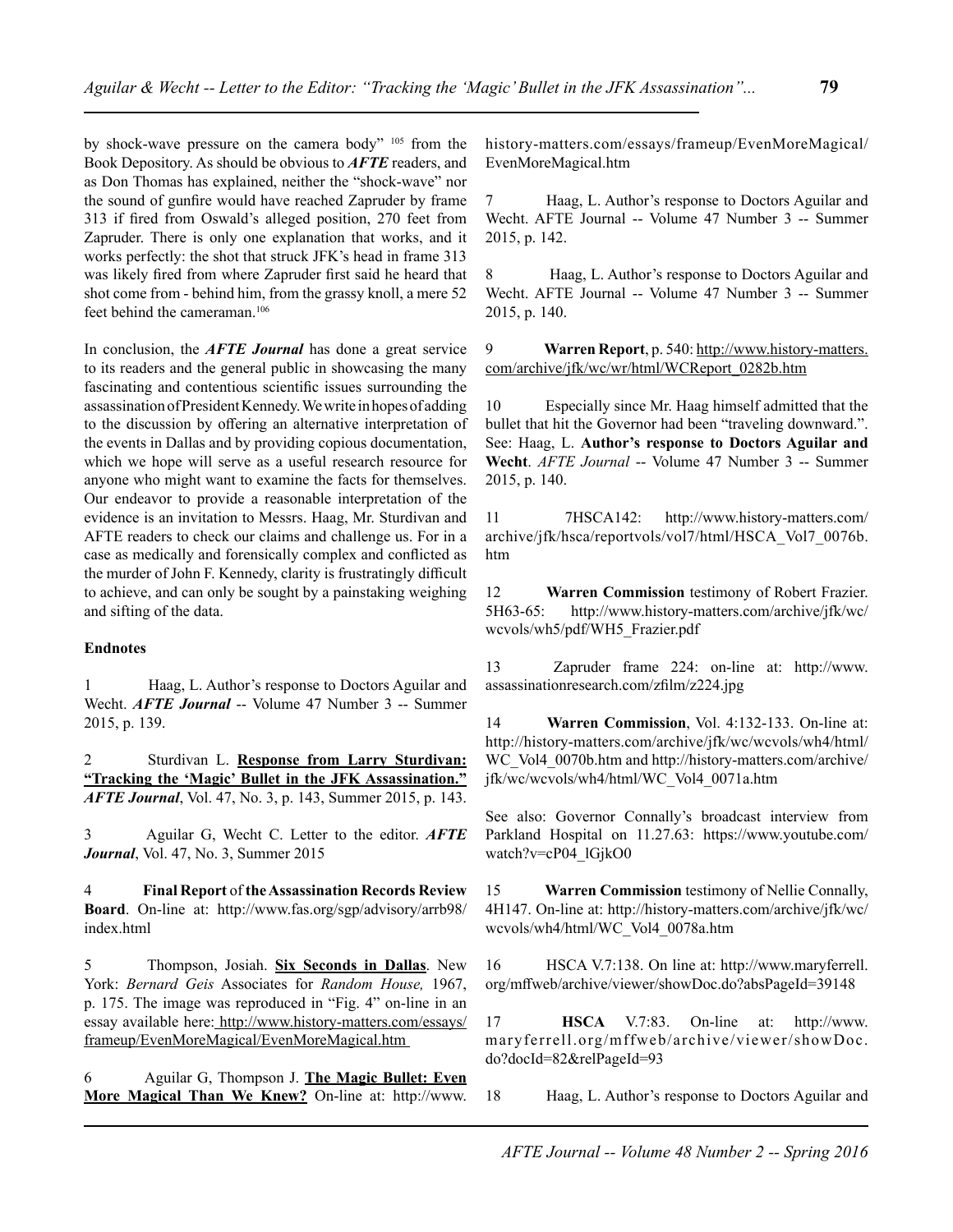by shock-wave pressure on the camera body" [105] from the Book Depository. As should be obvious to ***AFTE*** readers, and as Don Thomas has explained, neither the "shock-wave" nor the sound of gunfire would have reached Zapruder by frame 313 if fired from Oswald's alleged position, 270 feet from Zapruder. There is only one explanation that works, and it works perfectly: the shot that struck JFK's head in frame 313 was likely fired from where Zapruder first said he heard that shot come from - behind him, from the grassy knoll, a mere 52 feet behind the cameraman.[106]

In conclusion, the ***AFTE Journal*** has done a great service to its readers and the general public in showcasing the many fascinating and contentious scientific issues surrounding the assassination of President Kennedy. We write in hopes of adding to the discussion by offering an alternative interpretation of the events in Dallas and by providing copious documentation, which we hope will serve as a useful research resource for anyone who might want to examine the facts for themselves. Our endeavor to provide a reasonable interpretation of the evidence is an invitation to Messrs. Haag, Mr. Sturdivan and AFTE readers to check our claims and challenge us. For in a case as medically and forensically complex and conflicted as the murder of John F. Kennedy, clarity is frustratingly difficult to achieve, and can only be sought by a painstaking weighing and sifting of the data.

**Endnotes**

1 Haag, L. Author's response to Doctors Aguilar and Wecht. ***AFTE Journal*** -- Volume 47 Number 3 -- Summer 2015, p. 139.

2 Sturdivan L. **Response from Larry Sturdivan: "Tracking the 'Magic' Bullet in the JFK Assassination."** ***AFTE Journal***, Vol. 47, No. 3, p. 143, Summer 2015, p. 143.

3 Aguilar G, Wecht C. Letter to the editor. ***AFTE Journal***, Vol. 47, No. 3, Summer 2015

4 **Final Report** of **the Assassination Records Review Board**. On-line at: http://www.fas.org/sgp/advisory/arrb98/index.html

5 Thompson, Josiah. **Six Seconds in Dallas**. New York: *Bernard Geis* Associates for *Random House,* 1967, p. 175. The image was reproduced in "Fig. 4" on-line in an essay available here: http://www.history-matters.com/essays/frameup/EvenMoreMagical/EvenMoreMagical.htm

6 Aguilar G, Thompson J. **The Magic Bullet: Even More Magical Than We Knew?** On-line at: http://www.history-matters.com/essays/frameup/EvenMoreMagical/EvenMoreMagical.htm

7 Haag, L. Author's response to Doctors Aguilar and Wecht. AFTE Journal -- Volume 47 Number 3 -- Summer 2015, p. 142.

8 Haag, L. Author's response to Doctors Aguilar and Wecht. AFTE Journal -- Volume 47 Number 3 -- Summer 2015, p. 140.

9 **Warren Report**, p. 540: http://www.history-matters.com/archive/jfk/wc/wr/html/WCReport_0282b.htm

10 Especially since Mr. Haag himself admitted that the bullet that hit the Governor had been "traveling downward.". See: Haag, L. **Author's response to Doctors Aguilar and Wecht**. *AFTE Journal* -- Volume 47 Number 3 -- Summer 2015, p. 140.

11 7HSCA142: http://www.history-matters.com/archive/jfk/hsca/reportvols/vol7/html/HSCA_Vol7_0076b.htm

12 **Warren Commission** testimony of Robert Frazier. 5H63-65: http://www.history-matters.com/archive/jfk/wc/wcvols/wh5/pdf/WH5_Frazier.pdf

13 Zapruder frame 224: on-line at: http://www.assassinationresearch.com/zfilm/z224.jpg

14 **Warren Commission**, Vol. 4:132-133. On-line at: http://history-matters.com/archive/jfk/wc/wcvols/wh4/html/WC_Vol4_0070b.htm and http://history-matters.com/archive/jfk/wc/wcvols/wh4/html/WC_Vol4_0071a.htm

See also: Governor Connally's broadcast interview from Parkland Hospital on 11.27.63: https://www.youtube.com/watch?v=cP04_lGjkO0

15 **Warren Commission** testimony of Nellie Connally, 4H147. On-line at: http://history-matters.com/archive/jfk/wc/wcvols/wh4/html/WC_Vol4_0078a.htm

16 HSCA V.7:138. On line at: http://www.maryferrell.org/mffweb/archive/viewer/showDoc.do?absPageId=39148

17 **HSCA** V.7:83. On-line at: http://www.maryferrell.org/mffweb/archive/viewer/showDoc.do?docId=82&relPageId=93

18 Haag, L. Author's response to Doctors Aguilar and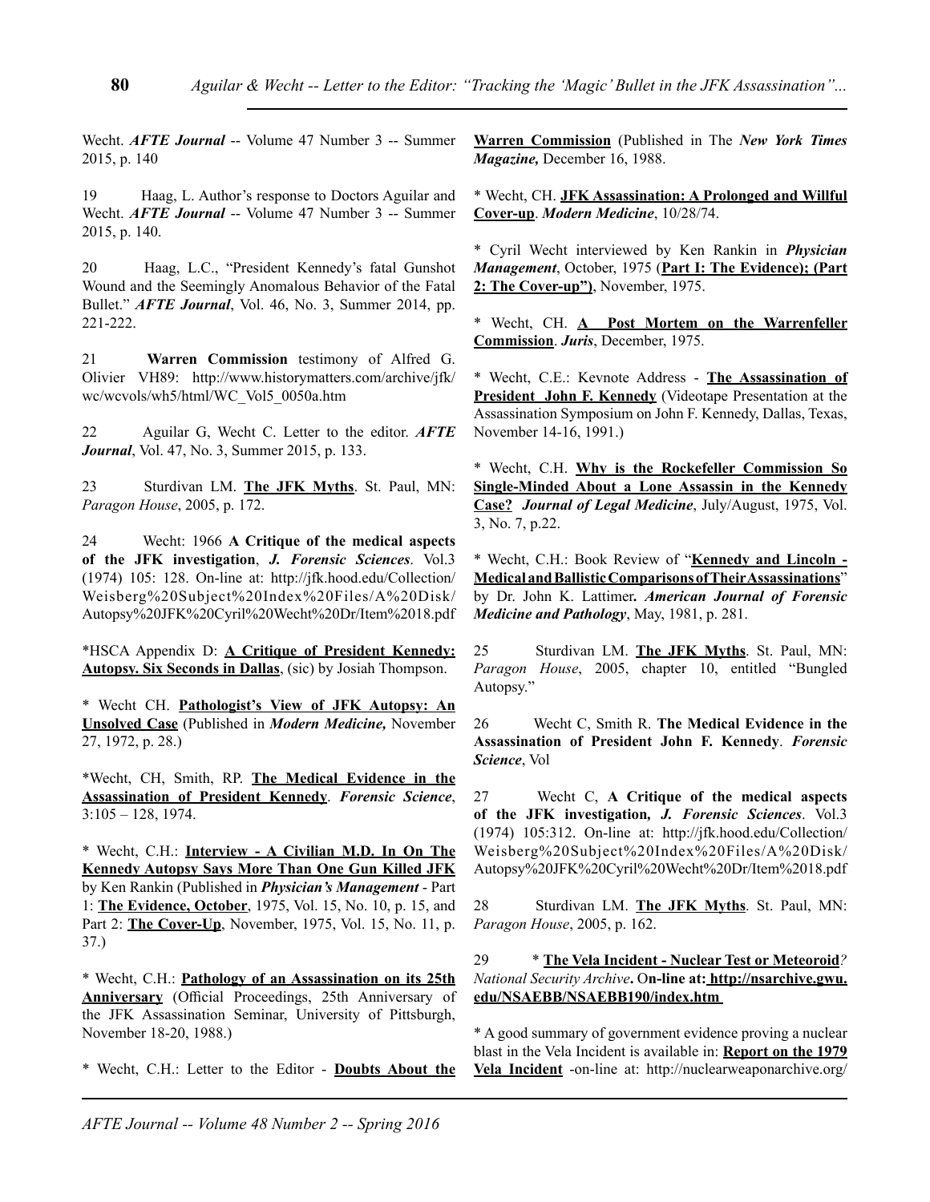Wecht. ***AFTE Journal*** -- Volume 47 Number 3 -- Summer 2015, p. 140

19 Haag, L. Author's response to Doctors Aguilar and Wecht. ***AFTE Journal*** -- Volume 47 Number 3 -- Summer 2015, p. 140.

20 Haag, L.C., "President Kennedy's fatal Gunshot Wound and the Seemingly Anomalous Behavior of the Fatal Bullet." ***AFTE Journal***, Vol. 46, No. 3, Summer 2014, pp. 221-222.

21 **Warren Commission** testimony of Alfred G. Olivier VH89: http://www.historymatters.com/archive/jfk/wc/wcvols/wh5/html/WC_Vol5_0050a.htm

22 Aguilar G, Wecht C. Letter to the editor. ***AFTE Journal***, Vol. 47, No. 3, Summer 2015, p. 133.

23 Sturdivan LM. **The JFK Myths**. St. Paul, MN: *Paragon House*, 2005, p. 172.

24 Wecht: 1966 **A Critique of the medical aspects of the JFK investigation**, ***J. Forensic Sciences***. Vol.3 (1974) 105: 128. On-line at: http://jfk.hood.edu/Collection/Weisberg%20Subject%20Index%20Files/A%20Disk/Autopsy%20JFK%20Cyril%20Wecht%20Dr/Item%2018.pdf

*HSCA Appendix D: **A Critique of President Kennedy: Autopsy. Six Seconds in Dallas**, (sic) by Josiah Thompson.

* Wecht CH. **Pathologist's View of JFK Autopsy: An Unsolved Case** (Published in ***Modern Medicine,*** November 27, 1972, p. 28.)

*Wecht, CH, Smith, RP. **The Medical Evidence in the Assassination of President Kennedy**. *Forensic Science*, 3:105 – 128, 1974.

* Wecht, C.H.: **Interview - A Civilian M.D. In On The Kennedy Autopsy Says More Than One Gun Killed JFK** by Ken Rankin (Published in ***Physician's Management*** - Part 1: **The Evidence, October**, 1975, Vol. 15, No. 10, p. 15, and Part 2: **The Cover-Up**, November, 1975, Vol. 15, No. 11, p. 37.)

* Wecht, C.H.: **Pathology of an Assassination on its 25th Anniversary** (Official Proceedings, 25th Anniversary of the JFK Assassination Seminar, University of Pittsburgh, November 18-20, 1988.)

* Wecht, C.H.: Letter to the Editor - **Doubts About the Warren Commission** (Published in The ***New York Times Magazine,*** December 16, 1988.

* Wecht, CH. **JFK Assassination: A Prolonged and Willful Cover-up**. ***Modern Medicine***, 10/28/74.

* Cyril Wecht interviewed by Ken Rankin in ***Physician Management***, October, 1975 (**Part I: The Evidence); (Part 2: The Cover-up")**, November, 1975.

* Wecht, CH. **A Post Mortem on the Warrenfeller Commission**. ***Juris***, December, 1975.

* Wecht, C.E.: Kevnote Address - **The Assassination of President John F. Kennedy** (Videotape Presentation at the Assassination Symposium on John F. Kennedy, Dallas, Texas, November 14-16, 1991.)

* Wecht, C.H. **Why is the Rockefeller Commission So Single-Minded About a Lone Assassin in the Kennedy Case? *Journal of Legal Medicine***, July/August, 1975, Vol. 3, No. 7, p.22.

* Wecht, C.H.: Book Review of "**Kennedy and Lincoln - Medical and Ballistic Comparisons of Their Assassinations**" by Dr. John K. Lattimer**. *American Journal of Forensic Medicine and Pathology***, May, 1981, p. 281.

25 Sturdivan LM. **The JFK Myths**. St. Paul, MN: *Paragon House*, 2005, chapter 10, entitled "Bungled Autopsy."

26 Wecht C, Smith R. **The Medical Evidence in the Assassination of President John F. Kennedy**. ***Forensic Science***, Vol

27 Wecht C, **A Critique of the medical aspects of the JFK investigation*, J. Forensic Sciences***. Vol.3 (1974) 105:312. On-line at: http://jfk.hood.edu/Collection/Weisberg%20Subject%20Index%20Files/A%20Disk/Autopsy%20JFK%20Cyril%20Wecht%20Dr/Item%2018.pdf

28 Sturdivan LM. **The JFK Myths**. St. Paul, MN: *Paragon House*, 2005, p. 162.

29 * **The Vela Incident - Nuclear Test or Meteoroid***? National Security Archive***. On-line at: http://nsarchive.gwu.edu/NSAEBB/NSAEBB190/index.htm**

* A good summary of government evidence proving a nuclear blast in the Vela Incident is available in: **Report on the 1979 Vela Incident** -on-line at: http://nuclearweaponarchive.org/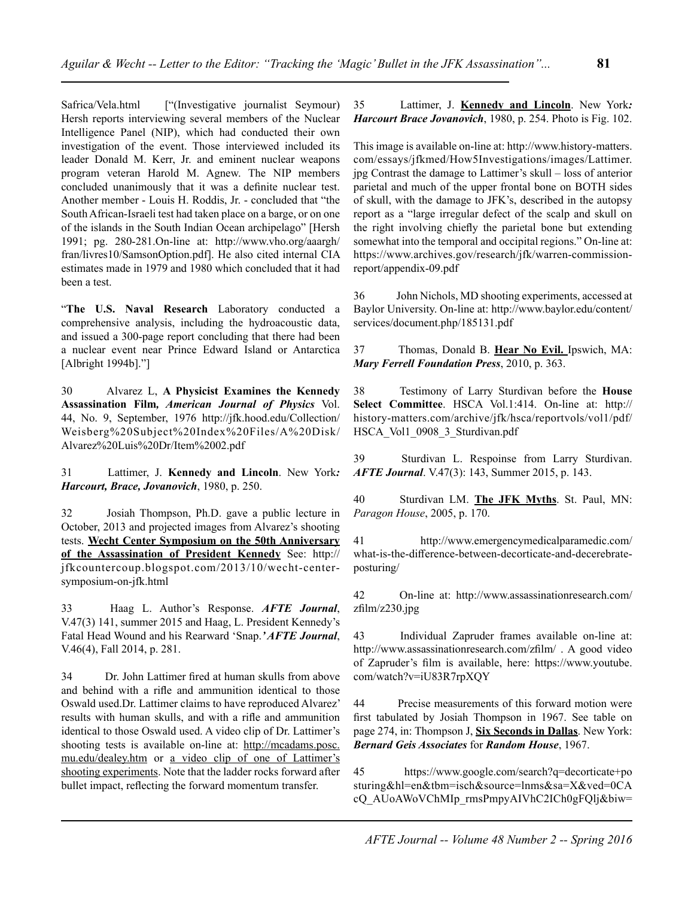Safrica/Vela.html ["(Investigative journalist Seymour) Hersh reports interviewing several members of the Nuclear Intelligence Panel (NIP), which had conducted their own investigation of the event. Those interviewed included its leader Donald M. Kerr, Jr. and eminent nuclear weapons program veteran Harold M. Agnew. The NIP members concluded unanimously that it was a definite nuclear test. Another member - Louis H. Roddis, Jr. - concluded that "the South African-Israeli test had taken place on a barge, or on one of the islands in the South Indian Ocean archipelago" [Hersh 1991; pg. 280-281.On-line at: http://www.vho.org/aaargh/fran/livres10/SamsonOption.pdf]. He also cited internal CIA estimates made in 1979 and 1980 which concluded that it had been a test.

"**The U.S. Naval Research** Laboratory conducted a comprehensive analysis, including the hydroacoustic data, and issued a 300-page report concluding that there had been a nuclear event near Prince Edward Island or Antarctica [Albright 1994b]."]

30 Alvarez L, **A Physicist Examines the Kennedy Assassination Film,** ***American Journal of Physics*** Vol. 44, No. 9, September, 1976 http://jfk.hood.edu/Collection/Weisberg%20Subject%20Index%20Files/A%20Disk/Alvarez%20Luis%20Dr/Item%2002.pdf

31 Lattimer, J. **Kennedy and Lincoln**. New York***:*** ***Harcourt, Brace, Jovanovich***, 1980, p. 250.

32 Josiah Thompson, Ph.D. gave a public lecture in October, 2013 and projected images from Alvarez's shooting tests. **Wecht Center Symposium on the 50th Anniversary of the Assassination of President Kennedy** See: http://jfkcountercoup.blogspot.com/2013/10/wecht-center-symposium-on-jfk.html

33 Haag L. Author's Response. ***AFTE Journal***, V.47(3) 141, summer 2015 and Haag, L. President Kennedy's Fatal Head Wound and his Rearward 'Snap.***' AFTE Journal***, V.46(4), Fall 2014, p. 281.

34 Dr. John Lattimer fired at human skulls from above and behind with a rifle and ammunition identical to those Oswald used.Dr. Lattimer claims to have reproduced Alvarez' results with human skulls, and with a rifle and ammunition identical to those Oswald used. A video clip of Dr. Lattimer's shooting tests is available on-line at: http://mcadams.posc.mu.edu/dealey.htm or a video clip of one of Lattimer's shooting experiments. Note that the ladder rocks forward after bullet impact, reflecting the forward momentum transfer.

35 Lattimer, J. **Kennedy and Lincoln**. New York***:*** ***Harcourt Brace Jovanovich***, 1980, p. 254. Photo is Fig. 102.

This image is available on-line at: http://www.history-matters.com/essays/jfkmed/How5Investigations/images/Lattimer.jpg Contrast the damage to Lattimer's skull – loss of anterior parietal and much of the upper frontal bone on BOTH sides of skull, with the damage to JFK's, described in the autopsy report as a "large irregular defect of the scalp and skull on the right involving chiefly the parietal bone but extending somewhat into the temporal and occipital regions." On-line at: https://www.archives.gov/research/jfk/warren-commission-report/appendix-09.pdf

36 John Nichols, MD shooting experiments, accessed at Baylor University. On-line at: http://www.baylor.edu/content/services/document.php/185131.pdf

37 Thomas, Donald B. **Hear No Evil.** Ipswich, MA: ***Mary Ferrell Foundation Press***, 2010, p. 363.

38 Testimony of Larry Sturdivan before the **House Select Committee**. HSCA Vol.1:414. On-line at: http://history-matters.com/archive/jfk/hsca/reportvols/vol1/pdf/HSCA_Vol1_0908_3_Sturdivan.pdf

39 Sturdivan L. Respoinse from Larry Sturdivan. ***AFTE Journal***. V.47(3): 143, Summer 2015, p. 143.

40 Sturdivan LM. **The JFK Myths**. St. Paul, MN: *Paragon House*, 2005, p. 170.

41 http://www.emergencymedicalparamedic.com/what-is-the-difference-between-decorticate-and-decerebrate-posturing/

42 On-line at: http://www.assassinationresearch.com/zfilm/z230.jpg

43 Individual Zapruder frames available on-line at: http://www.assassinationresearch.com/zfilm/ . A good video of Zapruder's film is available, here: https://www.youtube.com/watch?v=iU83R7rpXQY

44 Precise measurements of this forward motion were first tabulated by Josiah Thompson in 1967. See table on page 274, in: Thompson J, **Six Seconds in Dallas**. New York: ***Bernard Geis Associates*** for ***Random House***, 1967.

45 https://www.google.com/search?q=decorticate+posturing&hl=en&tbm=isch&source=lnms&sa=X&ved=0CAcQ_AUoAWoVChMIp_rmsPmpyAIVhC2ICh0gFQlj&biw=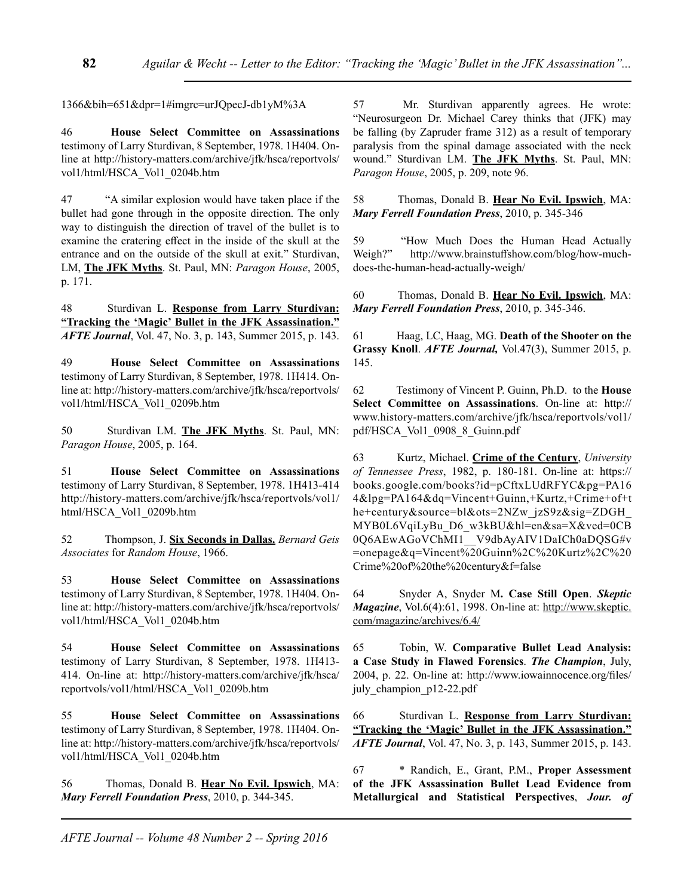1366&bih=651&dpr=1#imgrc=urJQpecJ-db1yM%3A

46 **House Select Committee on Assassinations** testimony of Larry Sturdivan, 8 September, 1978. 1H404. On-line at http://history-matters.com/archive/jfk/hsca/reportvols/vol1/html/HSCA_Vol1_0204b.htm

47 "A similar explosion would have taken place if the bullet had gone through in the opposite direction. The only way to distinguish the direction of travel of the bullet is to examine the cratering effect in the inside of the skull at the entrance and on the outside of the skull at exit." Sturdivan, LM, **The JFK Myths**. St. Paul, MN: *Paragon House*, 2005, p. 171.

48 Sturdivan L. **Response from Larry Sturdivan: "Tracking the 'Magic' Bullet in the JFK Assassination."** ***AFTE Journal***, Vol. 47, No. 3, p. 143, Summer 2015, p. 143.

49 **House Select Committee on Assassinations** testimony of Larry Sturdivan, 8 September, 1978. 1H414. On-line at: http://history-matters.com/archive/jfk/hsca/reportvols/vol1/html/HSCA_Vol1_0209b.htm

50 Sturdivan LM. **The JFK Myths**. St. Paul, MN: *Paragon House*, 2005, p. 164.

51 **House Select Committee on Assassinations** testimony of Larry Sturdivan, 8 September, 1978. 1H413-414 http://history-matters.com/archive/jfk/hsca/reportvols/vol1/html/HSCA_Vol1_0209b.htm

52 Thompson, J. **Six Seconds in Dallas.** *Bernard Geis Associates* for *Random House*, 1966.

53 **House Select Committee on Assassinations** testimony of Larry Sturdivan, 8 September, 1978. 1H404. On-line at: http://history-matters.com/archive/jfk/hsca/reportvols/vol1/html/HSCA_Vol1_0204b.htm

54 **House Select Committee on Assassinations** testimony of Larry Sturdivan, 8 September, 1978. 1H413-414. On-line at: http://history-matters.com/archive/jfk/hsca/reportvols/vol1/html/HSCA_Vol1_0209b.htm

55 **House Select Committee on Assassinations** testimony of Larry Sturdivan, 8 September, 1978. 1H404. On-line at: http://history-matters.com/archive/jfk/hsca/reportvols/vol1/html/HSCA_Vol1_0204b.htm

56 Thomas, Donald B. **Hear No Evil. Ipswich**, MA: ***Mary Ferrell Foundation Press***, 2010, p. 344-345.

57 Mr. Sturdivan apparently agrees. He wrote: "Neurosurgeon Dr. Michael Carey thinks that (JFK) may be falling (by Zapruder frame 312) as a result of temporary paralysis from the spinal damage associated with the neck wound." Sturdivan LM. **The JFK Myths**. St. Paul, MN: *Paragon House*, 2005, p. 209, note 96.

58 Thomas, Donald B. **Hear No Evil. Ipswich**, MA: ***Mary Ferrell Foundation Press***, 2010, p. 345-346

59 "How Much Does the Human Head Actually Weigh?" http://www.brainstuffshow.com/blog/how-much-does-the-human-head-actually-weigh/

60 Thomas, Donald B. **Hear No Evil. Ipswich**, MA: ***Mary Ferrell Foundation Press***, 2010, p. 345-346.

61 Haag, LC, Haag, MG. **Death of the Shooter on the Grassy Knoll**. ***AFTE Journal,*** Vol.47(3), Summer 2015, p. 145.

62 Testimony of Vincent P. Guinn, Ph.D. to the **House Select Committee on Assassinations**. On-line at: http://www.history-matters.com/archive/jfk/hsca/reportvols/vol1/pdf/HSCA_Vol1_0908_8_Guinn.pdf

63 Kurtz, Michael. **Crime of the Century**, *University of Tennessee Press*, 1982, p. 180-181. On-line at: https://books.google.com/books?id=pCftxLUdRFYC&pg=PA164&lpg=PA164&dq=Vincent+Guinn,+Kurtz,+Crime+of+the+century&source=bl&ots=2NZw_jzS9z&sig=ZDGH_MYB0L6VqiLyBu_D6_w3kBU&hl=en&sa=X&ved=0CB0Q6AEwAGoVChMI1__V9dbAyAIV1DaICh0aDQSG#v=onepage&q=Vincent%20Guinn%2C%20Kurtz%2C%20Crime%20of%20the%20century&f=false

64 Snyder A, Snyder M**. Case Still Open**. ***Skeptic Magazine***, Vol.6(4):61, 1998. On-line at: http://www.skeptic.com/magazine/archives/6.4/

65 Tobin, W. **Comparative Bullet Lead Analysis: a Case Study in Flawed Forensics**. ***The Champion***, July, 2004, p. 22. On-line at: http://www.iowainnocence.org/files/july_champion_p12-22.pdf

66 Sturdivan L. **Response from Larry Sturdivan: "Tracking the 'Magic' Bullet in the JFK Assassination."** ***AFTE Journal***, Vol. 47, No. 3, p. 143, Summer 2015, p. 143.

67 * Randich, E., Grant, P.M., **Proper Assessment of the JFK Assassination Bullet Lead Evidence from Metallurgical and Statistical Perspectives**, ***Jour. of***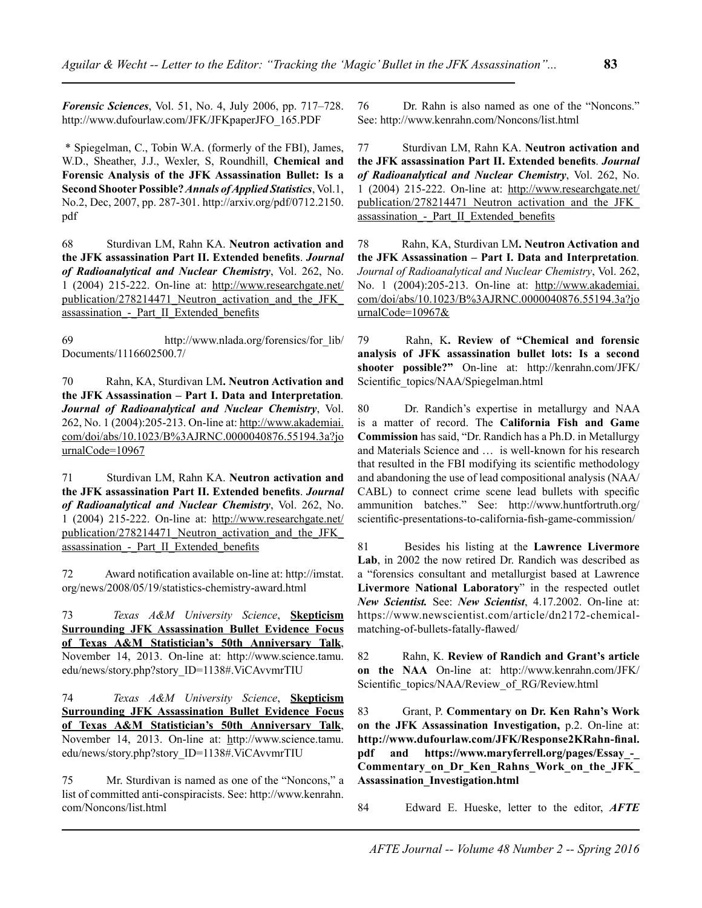***Forensic Sciences***, Vol. 51, No. 4, July 2006, pp. 717–728. http://www.dufourlaw.com/JFK/JFKpaperJFO_165.PDF

\* Spiegelman, C., Tobin W.A. (formerly of the FBI), James, W.D., Sheather, J.J., Wexler, S, Roundhill, **Chemical and Forensic Analysis of the JFK Assassination Bullet: Is a Second Shooter Possible?** ***Annals of Applied Statistics***, Vol.1, No.2, Dec, 2007, pp. 287-301. http://arxiv.org/pdf/0712.2150.pdf

68 Sturdivan LM, Rahn KA. **Neutron activation and the JFK assassination Part II. Extended benefits**. ***Journal of Radioanalytical and Nuclear Chemistry***, Vol. 262, No. 1 (2004) 215-222. On-line at: http://www.researchgate.net/publication/278214471_Neutron_activation_and_the_JFK_assassination_-_Part_II_Extended_benefits

69 http://www.nlada.org/forensics/for_lib/Documents/1116602500.7/

70 Rahn, KA, Sturdivan LM**. Neutron Activation and the JFK Assassination – Part I. Data and Interpretation**. ***Journal of Radioanalytical and Nuclear Chemistry***, Vol. 262, No. 1 (2004):205-213. On-line at: http://www.akademiai.com/doi/abs/10.1023/B%3AJRNC.0000040876.55194.3a?journalCode=10967

71 Sturdivan LM, Rahn KA. **Neutron activation and the JFK assassination Part II. Extended benefits**. ***Journal of Radioanalytical and Nuclear Chemistry***, Vol. 262, No. 1 (2004) 215-222. On-line at: http://www.researchgate.net/publication/278214471_Neutron_activation_and_the_JFK_assassination_-_Part_II_Extended_benefits

72 Award notification available on-line at: http://imstat.org/news/2008/05/19/statistics-chemistry-award.html

73 *Texas A&M University Science*, **Skepticism Surrounding JFK Assassination Bullet Evidence Focus of Texas A&M Statistician's 50th Anniversary Talk**, November 14, 2013. On-line at: http://www.science.tamu.edu/news/story.php?story_ID=1138#.ViCAvvmrTIU

74 *Texas A&M University Science*, **Skepticism Surrounding JFK Assassination Bullet Evidence Focus of Texas A&M Statistician's 50th Anniversary Talk**, November 14, 2013. On-line at: http://www.science.tamu.edu/news/story.php?story_ID=1138#.ViCAvvmrTIU

75 Mr. Sturdivan is named as one of the "Noncons," a list of committed anti-conspiracists. See: http://www.kenrahn.com/Noncons/list.html

76 Dr. Rahn is also named as one of the "Noncons." See: http://www.kenrahn.com/Noncons/list.html

77 Sturdivan LM, Rahn KA. **Neutron activation and the JFK assassination Part II. Extended benefits**. ***Journal of Radioanalytical and Nuclear Chemistry***, Vol. 262, No. 1 (2004) 215-222. On-line at: http://www.researchgate.net/publication/278214471_Neutron_activation_and_the_JFK_assassination_-_Part_II_Extended_benefits

78 Rahn, KA, Sturdivan LM**. Neutron Activation and the JFK Assassination – Part I. Data and Interpretation**. *Journal of Radioanalytical and Nuclear Chemistry*, Vol. 262, No. 1 (2004):205-213. On-line at: http://www.akademiai.com/doi/abs/10.1023/B%3AJRNC.0000040876.55194.3a?journalCode=10967&

79 Rahn, K**. Review of "Chemical and forensic analysis of JFK assassination bullet lots: Is a second shooter possible?"** On-line at: http://kenrahn.com/JFK/Scientific_topics/NAA/Spiegelman.html

80 Dr. Randich's expertise in metallurgy and NAA is a matter of record. The **California Fish and Game Commission** has said, "Dr. Randich has a Ph.D. in Metallurgy and Materials Science and … is well-known for his research that resulted in the FBI modifying its scientific methodology and abandoning the use of lead compositional analysis (NAA/CABL) to connect crime scene lead bullets with specific ammunition batches." See: http://www.huntfortruth.org/scientific-presentations-to-california-fish-game-commission/

81 Besides his listing at the **Lawrence Livermore Lab**, in 2002 the now retired Dr. Randich was described as a "forensics consultant and metallurgist based at Lawrence **Livermore National Laboratory**" in the respected outlet ***New Scientist.*** See: ***New Scientist***, 4.17.2002. On-line at: https://www.newscientist.com/article/dn2172-chemical-matching-of-bullets-fatally-flawed/

82 Rahn, K. **Review of Randich and Grant's article on the NAA** On-line at: http://www.kenrahn.com/JFK/Scientific_topics/NAA/Review_of_RG/Review.html

83 Grant, P. **Commentary on Dr. Ken Rahn's Work on the JFK Assassination Investigation,** p.2. On-line at: **http://www.dufourlaw.com/JFK/Response2KRahn-final.pdf and https://www.maryferrell.org/pages/Essay_-_Commentary_on_Dr_Ken_Rahns_Work_on_the_JFK_Assassination_Investigation.html**

84 Edward E. Hueske, letter to the editor, ***AFTE***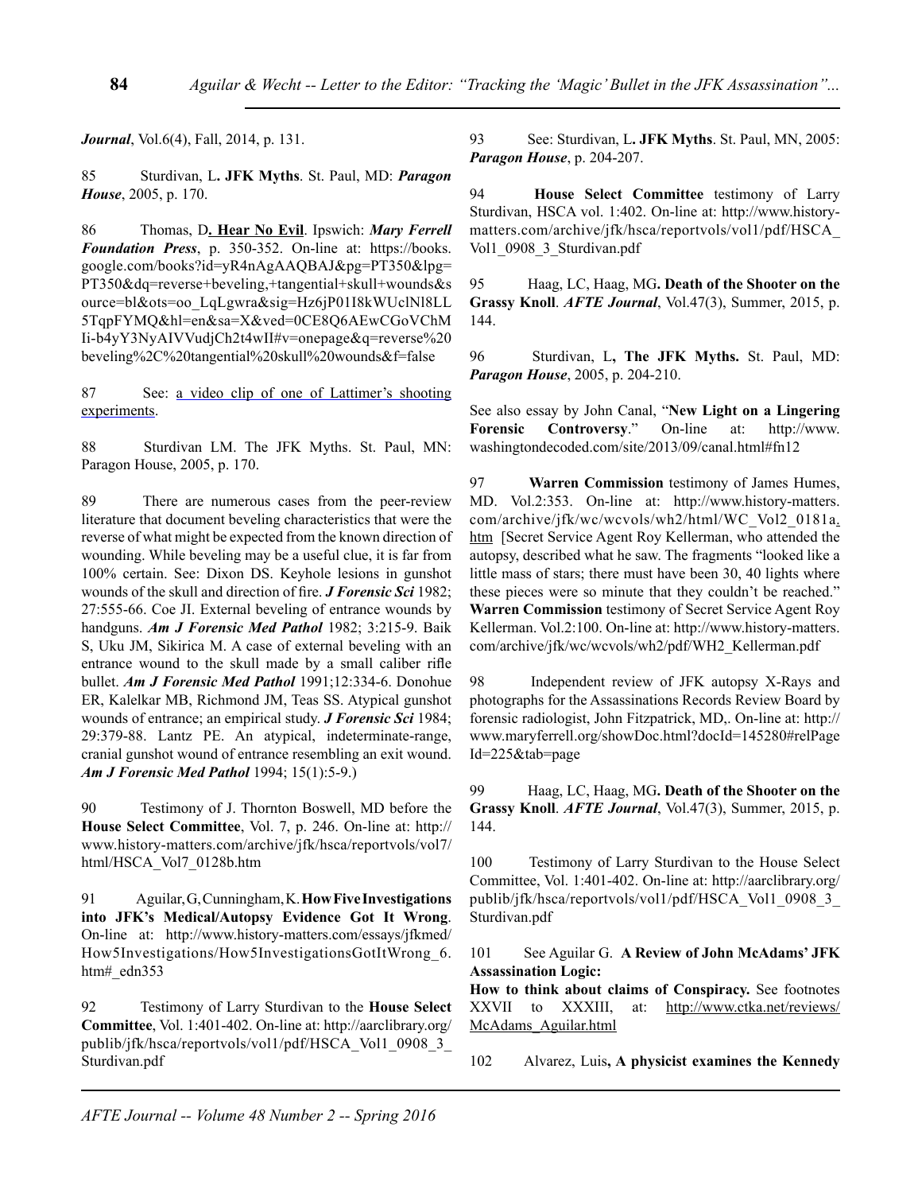*Journal*, Vol.6(4), Fall, 2014, p. 131.

85 Sturdivan, L**. JFK Myths**. St. Paul, MD: ***Paragon House***, 2005, p. 170.

86 Thomas, D**. Hear No Evil**. Ipswich: ***Mary Ferrell Foundation Press***, p. 350-352. On-line at: https://books.google.com/books?id=yR4nAgAAQBAJ&pg=PT350&lpg=PT350&dq=reverse+beveling,+tangential+skull+wounds&source=bl&ots=oo_LqLgwra&sig=Hz6jP01I8kWUclNl8LL5TqpFYMQ&hl=en&sa=X&ved=0CE8Q6AEwCGoVChMIi-b4yY3NyAIVVudjCh2t4wII#v=onepage&q=reverse%20beveling%2C%20tangential%20skull%20wounds&f=false

87 See: a video clip of one of Lattimer's shooting experiments.

88 Sturdivan LM. The JFK Myths. St. Paul, MN: Paragon House, 2005, p. 170.

89 There are numerous cases from the peer-review literature that document beveling characteristics that were the reverse of what might be expected from the known direction of wounding. While beveling may be a useful clue, it is far from 100% certain. See: Dixon DS. Keyhole lesions in gunshot wounds of the skull and direction of fire. ***J Forensic Sci*** 1982; 27:555-66. Coe JI. External beveling of entrance wounds by handguns. ***Am J Forensic Med Pathol*** 1982; 3:215-9. Baik S, Uku JM, Sikirica M. A case of external beveling with an entrance wound to the skull made by a small caliber rifle bullet. ***Am J Forensic Med Pathol*** 1991;12:334-6. Donohue ER, Kalelkar MB, Richmond JM, Teas SS. Atypical gunshot wounds of entrance; an empirical study. ***J Forensic Sci*** 1984; 29:379-88. Lantz PE. An atypical, indeterminate-range, cranial gunshot wound of entrance resembling an exit wound. ***Am J Forensic Med Pathol*** 1994; 15(1):5-9.)

90 Testimony of J. Thornton Boswell, MD before the **House Select Committee**, Vol. 7, p. 246. On-line at: http://www.history-matters.com/archive/jfk/hsca/reportvols/vol7/html/HSCA_Vol7_0128b.htm

91 Aguilar, G, Cunningham, K. **How Five Investigations into JFK's Medical/Autopsy Evidence Got It Wrong**. On-line at: http://www.history-matters.com/essays/jfkmed/How5Investigations/How5InvestigationsGotItWrong_6.htm#_edn353

92 Testimony of Larry Sturdivan to the **House Select Committee**, Vol. 1:401-402. On-line at: http://aarclibrary.org/publib/jfk/hsca/reportvols/vol1/pdf/HSCA_Vol1_0908_3_Sturdivan.pdf

93 See: Sturdivan, L**. JFK Myths**. St. Paul, MN, 2005: ***Paragon House***, p. 204-207.

94 **House Select Committee** testimony of Larry Sturdivan, HSCA vol. 1:402. On-line at: http://www.history-matters.com/archive/jfk/hsca/reportvols/vol1/pdf/HSCA_Vol1_0908_3_Sturdivan.pdf

95 Haag, LC, Haag, MG**. Death of the Shooter on the Grassy Knoll**. ***AFTE Journal***, Vol.47(3), Summer, 2015, p. 144.

96 Sturdivan, L**, The JFK Myths.** St. Paul, MD: ***Paragon House***, 2005, p. 204-210.

See also essay by John Canal, "**New Light on a Lingering Forensic Controversy**." On-line at: http://www.washingtondecoded.com/site/2013/09/canal.html#fn12

97 **Warren Commission** testimony of James Humes, MD. Vol.2:353. On-line at: http://www.history-matters.com/archive/jfk/wc/wcvols/wh2/html/WC_Vol2_0181a.htm [Secret Service Agent Roy Kellerman, who attended the autopsy, described what he saw. The fragments "looked like a little mass of stars; there must have been 30, 40 lights where these pieces were so minute that they couldn't be reached." **Warren Commission** testimony of Secret Service Agent Roy Kellerman. Vol.2:100. On-line at: http://www.history-matters.com/archive/jfk/wc/wcvols/wh2/pdf/WH2_Kellerman.pdf

98 Independent review of JFK autopsy X-Rays and photographs for the Assassinations Records Review Board by forensic radiologist, John Fitzpatrick, MD,. On-line at: http://www.maryferrell.org/showDoc.html?docId=145280#relPageId=225&tab=page

99 Haag, LC, Haag, MG**. Death of the Shooter on the Grassy Knoll**. ***AFTE Journal***, Vol.47(3), Summer, 2015, p. 144.

100 Testimony of Larry Sturdivan to the House Select Committee, Vol. 1:401-402. On-line at: http://aarclibrary.org/publib/jfk/hsca/reportvols/vol1/pdf/HSCA_Vol1_0908_3_Sturdivan.pdf

101 See Aguilar G. **A Review of John McAdams' JFK Assassination Logic: How to think about claims of Conspiracy.** See footnotes XXVII to XXXIII, at: http://www.ctka.net/reviews/McAdams_Aguilar.html

102 Alvarez, Luis**, A physicist examines the Kennedy**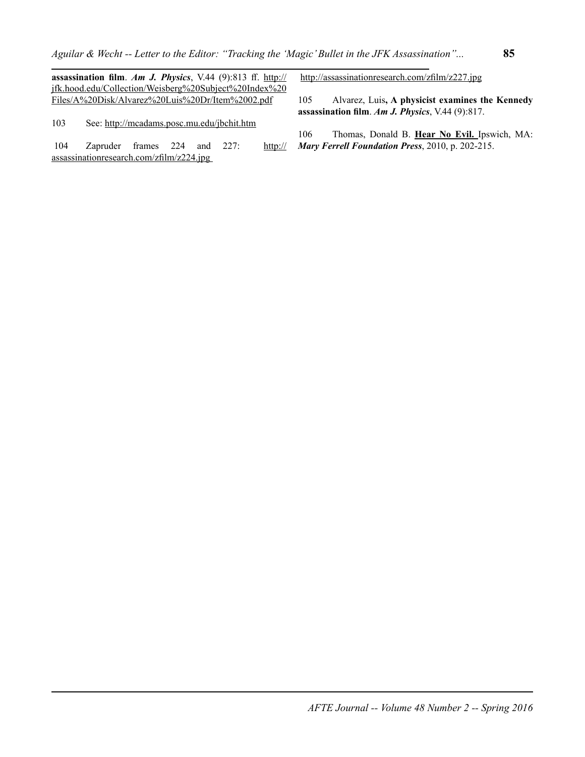**assassination film**. ***Am J. Physics***, V.44 (9):813 ff. http://jfk.hood.edu/Collection/Weisberg%20Subject%20Index%20Files/A%20Disk/Alvarez%20Luis%20Dr/Item%2002.pdf

103 See: http://mcadams.posc.mu.edu/jbchit.htm

104 Zapruder frames 224 and 227: http://assassinationresearch.com/zfilm/z224.jpg http://assassinationresearch.com/zfilm/z227.jpg

105 Alvarez, Luis**, A physicist examines the Kennedy assassination film**. ***Am J. Physics***, V.44 (9):817.

106 Thomas, Donald B. **Hear No Evil.** Ipswich, MA: ***Mary Ferrell Foundation Press***, 2010, p. 202-215.